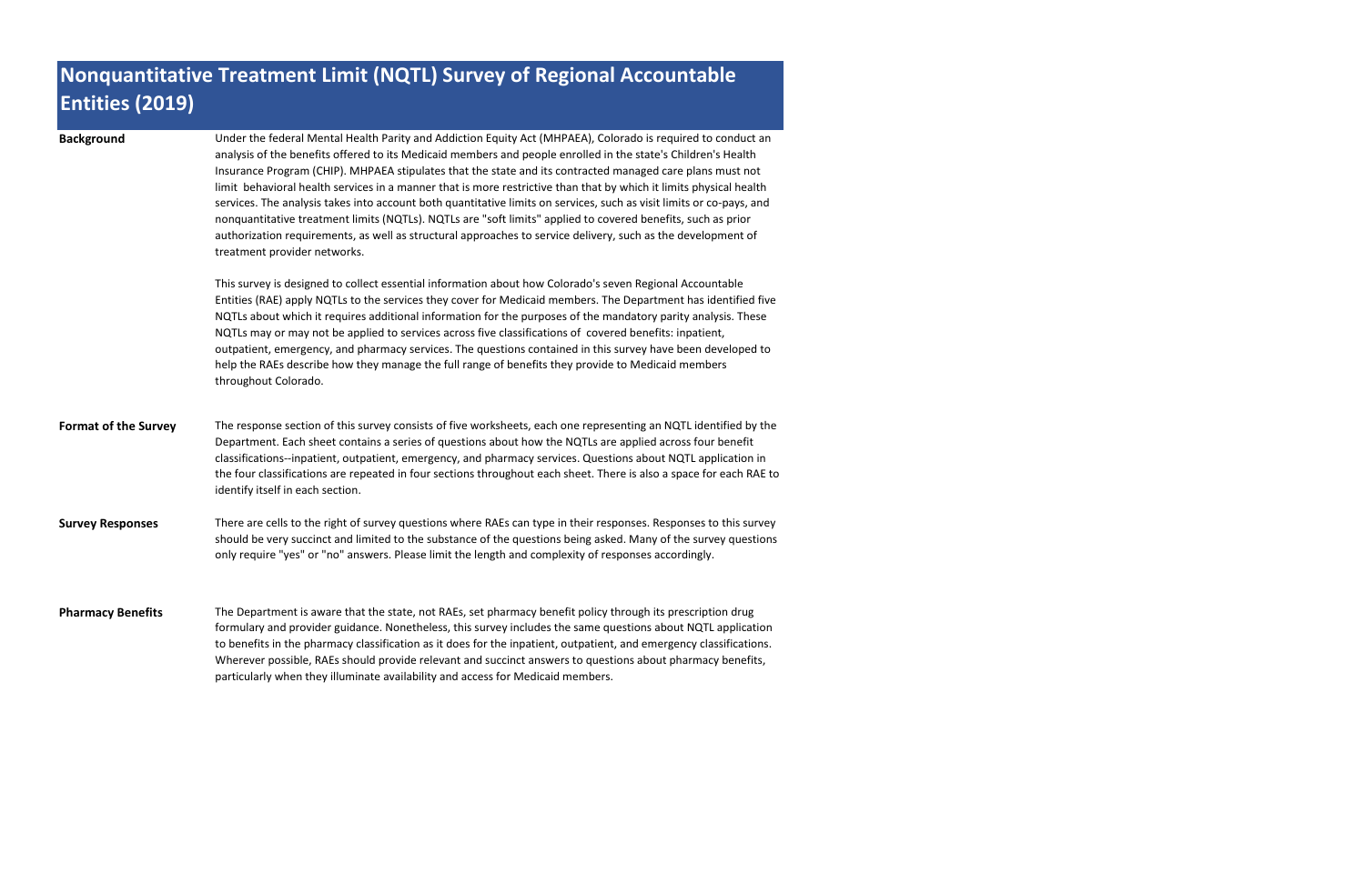# Nonquantitative Treatment Limit (NQTL) Survey of Regional Accountable Entities (2019)

**Background**

Under the federal Mental Health Parity and Addiction Equity Act (MHPAEA), Colorado is required to conduct an analysis of the benefits offered to its Medicaid members and people enrolled in the state's Children's Health Insurance Program (CHIP). MHPAEA stipulates that the state and its contracted managed care plans must not limit behavioral health services in a manner that is more restrictive than that by which it limits physical health services. The analysis takes into account both quantitative limits on services, such as visit limits or co-pays, and nonquantitative treatment limits (NQTLs). NQTLs are "soft limits" applied to covered benefits, such as prior authorization requirements, as well as structural approaches to service delivery, such as the development of treatment provider networks.

This survey is designed to collect essential information about how Colorado's seven Regional Accountable Entities (RAE) apply NQTLs to the services they cover for Medicaid members. The Department has identified five NQTLs about which it requires additional information for the purposes of the mandatory parity analysis. These NQTLs may or may not be applied to services across five classifications of covered benefits: inpatient, outpatient, emergency, and pharmacy services. The questions contained in this survey have been developed to help the RAEs describe how they manage the full range of benefits they provide to Medicaid members throughout Colorado.

**Format of the Survey**

The response section of this survey consists of five worksheets, each one representing an NQTL identified by the Department. Each sheet contains a series of questions about how the NQTLs are applied across four benefit classifications--inpatient, outpatient, emergency, and pharmacy services. Questions about NQTL application in the four classifications are repeated in four sections throughout each sheet. There is also a space for each RAE to identify itself in each section.

**Survey Responses**

There are cells to the right of survey questions where RAEs can type in their responses. Responses to this survey should be very succinct and limited to the substance of the questions being asked. Many of the survey questions only require "yes" or "no" answers. Please limit the length and complexity of responses accordingly.

**Pharmacy Benefits**

The Department is aware that the state, not RAEs, set pharmacy benefit policy through its prescription drug formulary and provider guidance. Nonetheless, this survey includes the same questions about NQTL application to benefits in the pharmacy classification as it does for the inpatient, outpatient, and emergency classifications. Wherever possible, RAEs should provide relevant and succinct answers to questions about pharmacy benefits, particularly when they illuminate availability and access for Medicaid members.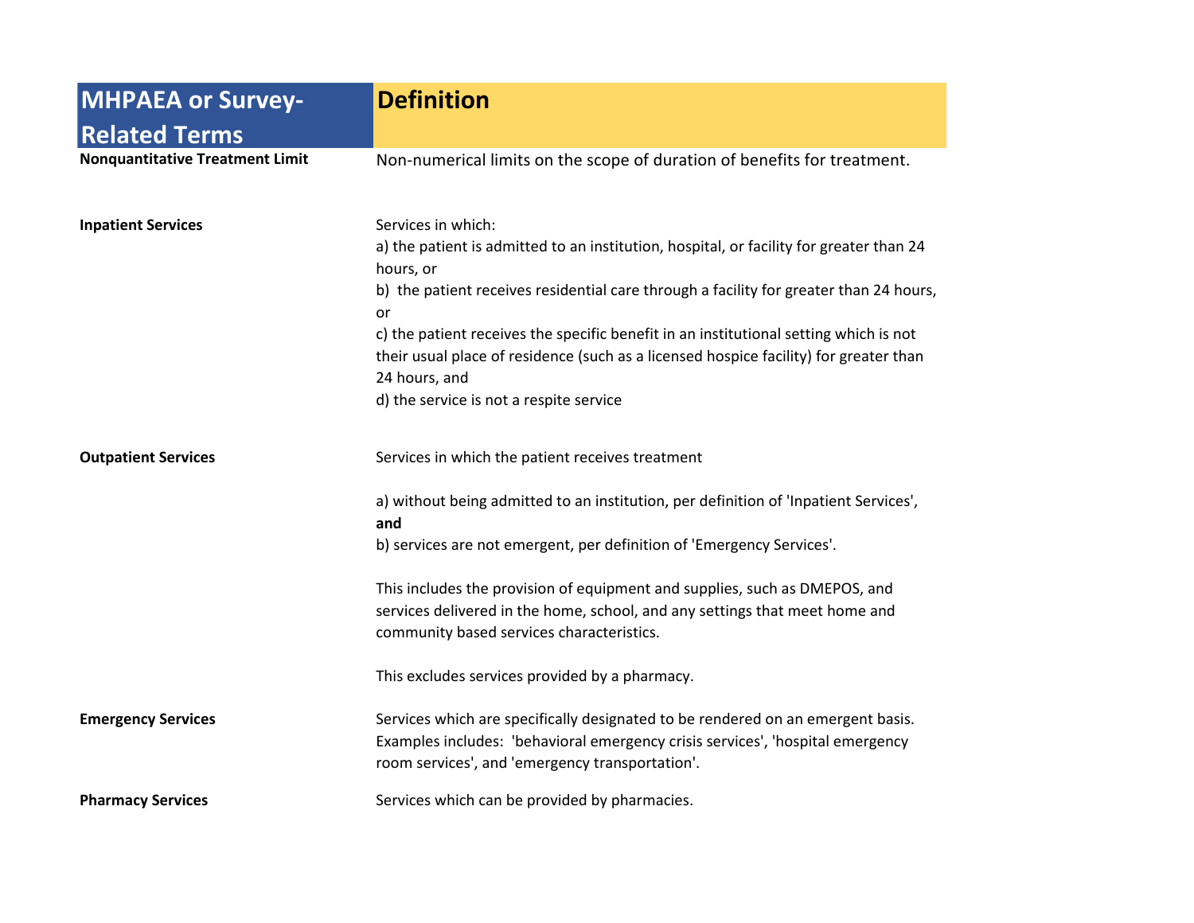| MHPAEA or Survey-Related Terms | Definition |
|---|---|
| **Nonquantitative Treatment Limit** | Non-numerical limits on the scope of duration of benefits for treatment. |
| **Inpatient Services** | Services in which:<br>a) the patient is admitted to an institution, hospital, or facility for greater than 24 hours, or<br>b) the patient receives residential care through a facility for greater than 24 hours, or<br>c) the patient receives the specific benefit in an institutional setting which is not their usual place of residence (such as a licensed hospice facility) for greater than 24 hours, and<br>d) the service is not a respite service |
| **Outpatient Services** | Services in which the patient receives treatment<br><br>a) without being admitted to an institution, per definition of 'Inpatient Services', **and**<br>b) services are not emergent, per definition of 'Emergency Services'.<br><br>This includes the provision of equipment and supplies, such as DMEPOS, and services delivered in the home, school, and any settings that meet home and community based services characteristics.<br><br>This excludes services provided by a pharmacy. |
| **Emergency Services** | Services which are specifically designated to be rendered on an emergent basis. Examples includes: 'behavioral emergency crisis services', 'hospital emergency room services', and 'emergency transportation'. |
| **Pharmacy Services** | Services which can be provided by pharmacies. |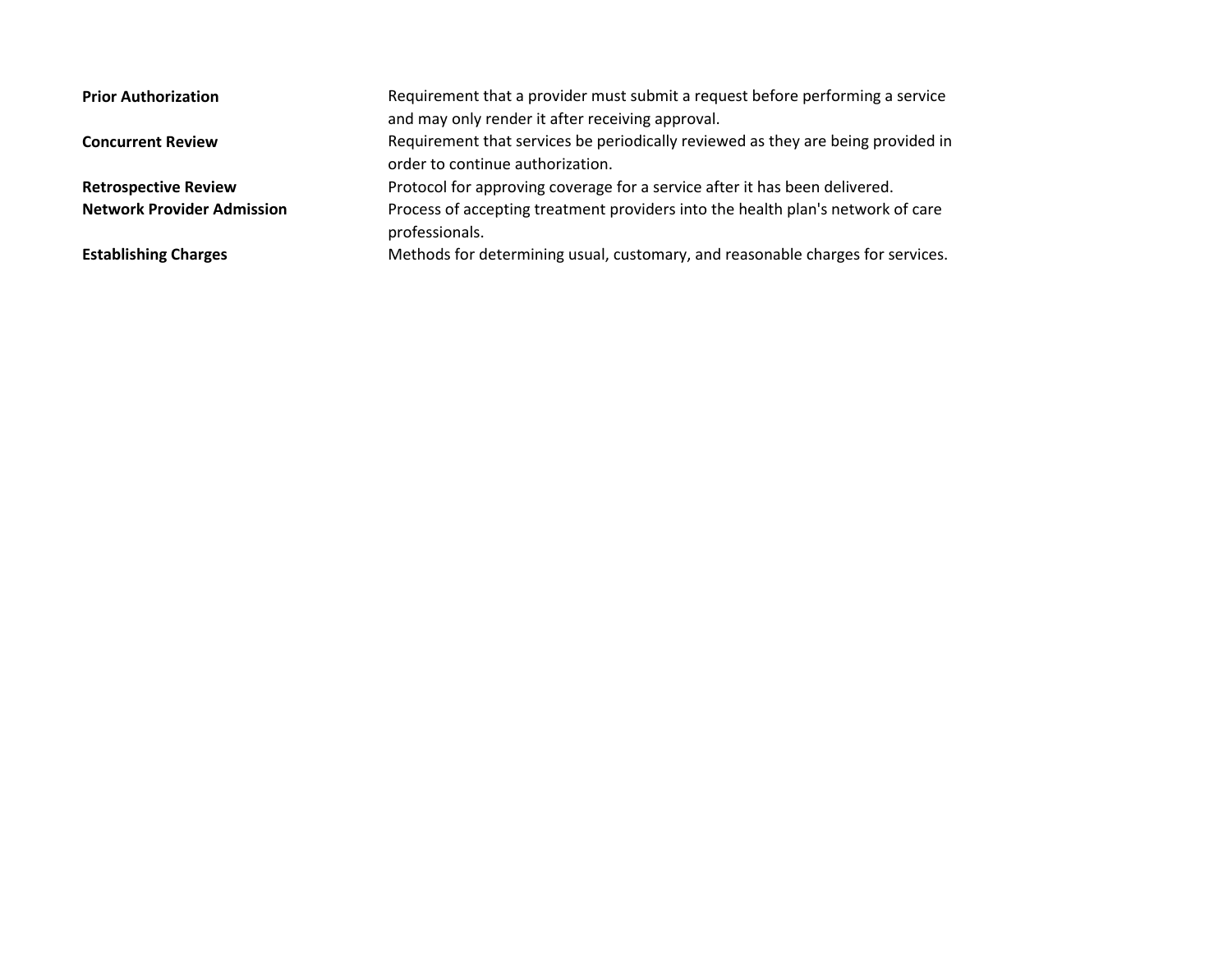| | |
|---|---|
| **Prior Authorization** | Requirement that a provider must submit a request before performing a service and may only render it after receiving approval. |
| **Concurrent Review** | Requirement that services be periodically reviewed as they are being provided in order to continue authorization. |
| **Retrospective Review** | Protocol for approving coverage for a service after it has been delivered. |
| **Network Provider Admission** | Process of accepting treatment providers into the health plan's network of care professionals. |
| **Establishing Charges** | Methods for determining usual, customary, and reasonable charges for services. |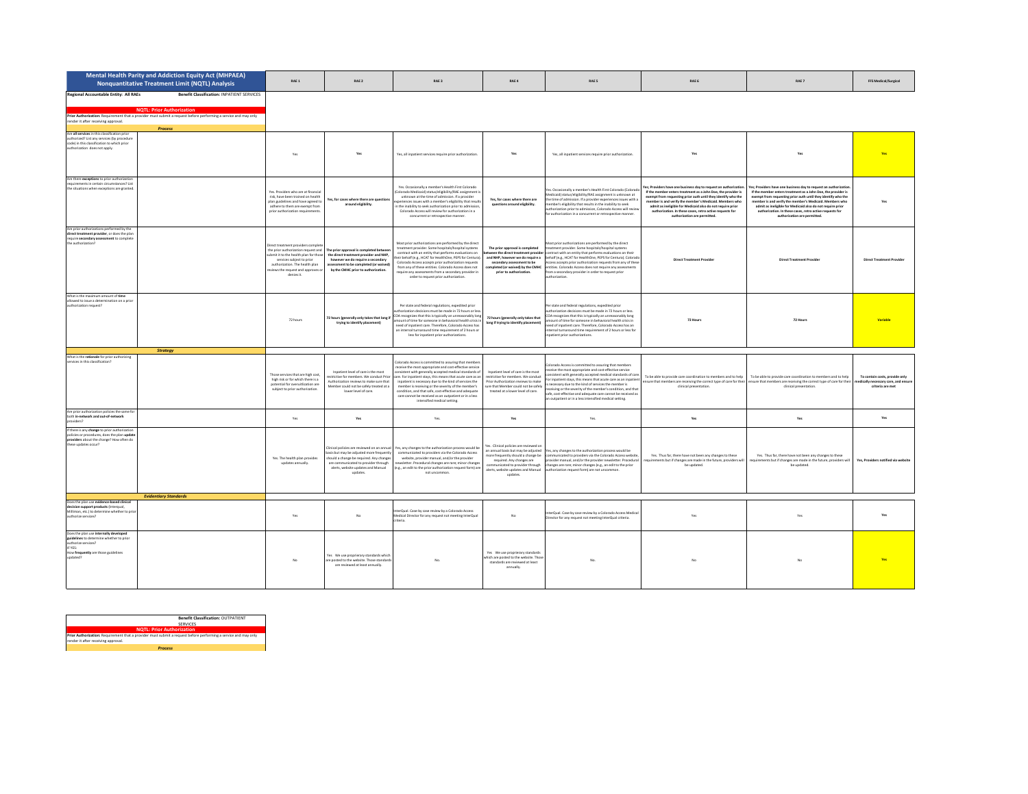| Mental Health Parity and Addiction Equity Act (MHPAEA) Nonquantitative Treatment Limit (NQTL) Analysis | | RAE 1 | RAE 2 | RAE 3 | RAE 4 | RAE 5 | RAE 6 | RAE 7 | FFS Medical/Surgical |
|---|---|---|---|---|---|---|---|---|---|
| **Regional Accountable Entity: All RAEs** | **Benefit Classification:** INPATIENT SERVICES | | | | | | | | |
| **NQTL: Prior Authorization** | | | | | | | | | |
| **Prior Authorization:** Requirement that a provider must submit a request before performing a service and may only render it after receiving approval. | | | | | | | | | |
| ***Process*** | | | | | | | | | |
| Are **all services** in this classification prior authorized? List any services (by procedure code) in this classification to which prior authorization does not apply. | | Yes | Yes | Yes, all inpatient services require prior authorization. | Yes | Yes, all inpatient services require prior authorization. | Yes | Yes | Yes |
| Are there **exceptions** to prior authorization requirements in certain circumstances? List the situations when exceptions are granted. | | Yes. Providers who are at financial risk, have been trained on health plan guidelines and have agreed to adhere to them are exempt from prior authorization requirements. | Yes, for cases where there are questions around eligibility. | Yes. Occasionally a member's Health First Colorado (Colorado Medicaid) status/eligibility/RAE assignment is unknown at the time of admission. If a provider experiences issues with a member's eligibility that results in the inability to seek authorization prior to admission, Colorado Access will review for authorization in a concurrent or retrospective manner. | Yes, for cases where there are questions around eligibility. | Yes. Occasionally a member's Health First Colorado (Colorado Medicaid) status/eligibility/RAE assignment is unknown at the time of admission. If a provider experiences issues with a member's eligibility that results in the inability to seek authorization prior to admission, Colorado Access will review for authorization in a concurrent or retrospective manner. | Yes; Providers have one business day to request an authorization. If the member enters treatment as a John Doe, the provider is exempt from requesting prior auth until they identify who the member is and verify the member's Medicaid. Members who admit as ineligible for Medicaid also do not require prior authorization. In these cases, retro active requests for authorization are permitted. | Yes; Providers have one business day to request an authorization. If the member enters treatment as a John Doe, the provider is exempt from requesting prior auth until they identify who the member is and verify the member's Medicaid. Members who admit as ineligible for Medicaid also do not require prior authorization. In these cases, retro active requests for authorization are permitted. | Yes |
| Are prior authorizations performed by the **direct treatment provider**, or does the plan require **secondary assessment** to complete the authorization? | | Direct treatment providers complete the prior authorization request and submit it to the health plan for those services subject to prior authorization. The health plan reviews the request and approves or denies it. | The prior approval is completed between the direct treatment provider and NHP, however we do require a secondary assessment to be completed (or waived) by the CMHC prior to authorization. | Most prior authorizations are performed by the direct treatment provider. Some hospitals/hospital systems contract with an entity that performs evaluations on their behalf (e.g., HCAT for HealthOne, PEPS for Centura). Colorado Access accepts prior authorization requests from any of these entities. Colorado Access does not require any assessments from a secondary provider in order to request prior authorization. | The prior approval is completed between the direct treatment provider and NHP, however we do require a secondary assessment to be completed (or waived) by the CMHC prior to authorization. | Most prior authorizations are performed by the direct treatment provider. Some hospitals/hospital systems contract with an entity that performs evaluations on their behalf (e.g., HCAT for HealthOne, PEPS for Centura). Colorado Access accepts prior authorization requests from any of these entities. Colorado Access does not require any assessments from a secondary provider in order to request prior authorization. | Direct Treatment Provider | Direct Treatment Provider | Direct Treatment Provider |
| What is the maximum amount of **time** allowed to issue a determination on a prior authorization request? | | 72 hours | 72 hours (generally only takes that long if trying to identify placement) | Per state and federal regulations, expedited prior authorization decisions must be made in 72 hours or less. COA recognizes that this is typically an unreasonably long amount of time for someone in behavioral health crisis in need of inpatient care. Therefore, Colorado Access has an internal turnaround time requirement of 2 hours or less for inpatient prior authorizations. | 72 hours (generally only takes that long if trying to identify placement) | Per state and federal regulations, expedited prior authorization decisions must be made in 72 hours or less. COA recognizes that this is typically an unreasonably long amount of time for someone in behavioral health crisis in need of inpatient care. Therefore, Colorado Access has an internal turnaround time requirement of 2 hours or less for inpatient prior authorizations. | 72 Hours | 72 Hours | Variable |
| ***Strategy*** | | | | | | | | | |
| What is the **rationale** for prior authorizing services in this classification? | | Those services that are high cost, high risk or for which there is a potential for overutilization are subject to prior authorization. | Inpatient level of care is the most restrictive for members. We conduct Prior Authorization reviews to make sure that Member could not be safely treated at a lower level of care. | Colorado Access is committed to assuring that members receive the most appropriate and cost-effective service consistent with generally accepted medical standards of care. For inpatient stays, this means that acute care as an inpatient is necessary due to the kind of services the member is receiving or the severity of the member's condition, and that safe, cost-effective and adequate care cannot be received as an outpatient or in a less intensified medical setting. | Inpatient level of care is the most restrictive for members. We conduct Prior Authorization reviews to make sure that Member could not be safely treated at a lower level of care. | Colorado Access is committed to assuring that members receive the most appropriate and cost-effective service consistent with generally accepted medical standards of care. For inpatient stays, this means that acute care as an inpatient is necessary due to the kind of services the member is receiving or the severity of the member's condition, and that safe, cost-effective and adequate care cannot be received as an outpatient or in a less intensified medical setting. | To be able to provide care coordination to members and to help ensure that members are receiving the correct type of care for their clinical presentation. | To be able to provide care coordination to members and to help ensure that members are receiving the correct type of care for their clinical presentation. | To contain costs, provide only medically necessary care, and ensure criteria are met |
| Are prior authorization policies the same for both **in-network and out-of-network** providers? | | Yes | Yes | Yes. | Yes | Yes. | Yes | Yes | Yes |
| If there is any **change** to prior authorization policies or procedures, does the plan **update providers** about the change? How often do these updates occur? | | Yes. The health plan provides updates annually. | Clinical policies are reviewed on an annual basis but may be adjusted more frequently should a change be required. Any changes are communicated to provider through alerts, website updates and Manual updates. | Yes, any changes to the authorization process would be communicated to providers via the Colorado Access website, provider manual, and/or the provider newsletter. Procedural changes are rare; minor changes (e.g., an edit to the prior authorization request form) are not uncommon. | Yes. Clinical policies are reviewed on an annual basis but may be adjusted more frequently should a change be required. Any changes are communicated to provider through alerts, website updates and Manual updates. | Yes, any changes to the authorization process would be communicated to providers via the Colorado Access website, provider manual, and/or the provider newsletter. Procedural changes are rare; minor changes (e.g., an edit to the prior authorization request form) are not uncommon. | Yes. Thus far, there have not been any changes to these requirements but if changes are made in the future, providers will be updated. | Yes. Thus far, there have not been any changes to these requirements but if changes are made in the future, providers will be updated. | Yes, Providers notified via website |
| ***Evidentiary Standards*** | | | | | | | | | |
| Does the plan use **evidence-based clinical decision support products** (Interqual, Milliman, etc.) to determine whether to prior authorize services? | | Yes | No | InterQual. Case-by case review by a Colorado Access Medical Director for any request not meeting InterQual criteria. | No | InterQual. Case-by case review by a Colorado Access Medical Director for any request not meeting InterQual criteria. | Yes | Yes | Yes |
| Does the plan use **internally developed guidelines** to determine whether to prior authorize services? If YES, How **frequently** are those guidelines updated? | | No | Yes. We use proprietary standards which are posted to the website. Those standards are reviewed at least annually. | No. | Yes. We use proprietary standards which are posted to the website. Those standards are reviewed at least annually. | No. | No | No | Yes |

| | **Benefit Classification:** OUTPATIENT SERVICES |
|---|---|
| **NQTL: Prior Authorization** | |
| **Prior Authorization:** Requirement that a provider must submit a request before performing a service and may only render it after receiving approval. | |
| ***Process*** | |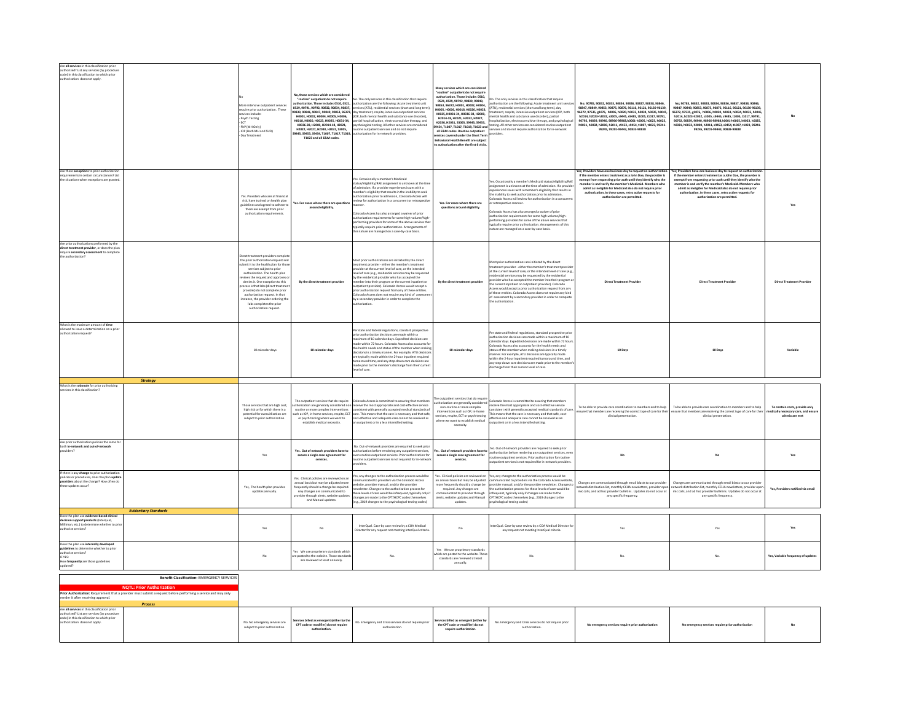| | | | | | | | | | |
|---|---|---|---|---|---|---|---|---|---|
| Are **all services** in this classification prior authorized? List any services (by procedure code) in this classification to which prior authorization does not apply. | | No<br>More intensive outpatient services require prior authorization. These services include:<br>- Psych Testing<br>- ECT<br>- PHP (MH Only)<br>- IOP (both MH and SUD)<br>- Day Treatment | **No, those services which are considered "routine" outpatient do not require authorization. Those include: 0510, 0521, 0529, 90791, 90792, 90832, 90834, 90837, 90839, 90840, 90847, 90849, 90853, 96372, H0001, H0002, H0004, H0005, H0006, H0010, H0020, H0023, H0025, H0031-34, H0036-38, H2000, H2014-18, H2021, H2022, H2027, H2030, H2031, S3005, S9445, S9453, S9454, T1007, T1017, T1019, T1023 and all E&M codes.** | No. The only services in this classification that require authorization are the following: Acute treatment unit services (ATU), residential services (short and long term), day treatment, respite, intensive outpatient services (IOP, both mental health and substance use disorder), partial hospitalization, electroconvulsive therapy, and psychological testing. All other services are considered routine outpatient services and do not require authorization for in-network providers. | **Many services which are considered "routine" outpatient do not require authorization. Those include: 0510, 0521, 0529, 90792, 90839, 90849, 90853, 96372, H0001, H0002, H0004, H0005, H0006, H0010, H0020, H0023, H0025, H0031-34, H0036-38, H2000, H2014-18, H2021, H2022, H2027, H2030, H2031, S3005, S9445, S9453, S9454, T1007, T1017, T1019, T1023 and all E&M codes. Routine outpatient services covered under the Short Term Behavioral Health Benefit are subject to authorization after the first 6 visits.** | No. The only services in this classification that require authorization are the following: Acute treatment unit services (ATU), residential services (short and long term), day treatment, respite, intensive outpatient services (IOP, both mental health and substance use disorder), partial hospitalization, electroconvulsive therapy, and psychological testing. All other services are considered routine outpatient services and do not require authorization for in-network providers. | **No; 90785, 90832, 90833, 90834, 90836, 90837, 90838, 90846, 90847, 90849, 90853, 90875, 90876, 96116, 96121, 96130-96139, 96372, 97535, g1076, h0006, h0020, h0023, h0024, h0025, h0045, h2014, h2023-h2032, s3005, s9445, s9485, t1005, t1017, 90791, 90792, 90839, 90940, 90966-90968, h0001-h0005, h0023, h0025, h0031, h0032, h2000, h2011, s9453, s9454, t1007, t1023, 99241-99245, 99201-99443, 90833-90838** | **No; 90785, 90832, 90833, 90834, 90836, 90837, 90838, 90846, 90847, 90849, 90853, 90875, 90876, 96116, 96121, 96130-96139, 96372, 97535, g1076, h0006, h0020, h0023, h0024, h0025, h0045, h2014, h2023-h2032, s3005, s9445, s9485, t1005, t1017, 90791, 90792, 90839, 90940, 90966-90968, h0001-h0005, h0023, h0025, h0031, h0032, h2000, h2011, s9453, s9454, t1007, t1023, 99241-99245, 99201-99443, 90833-90838** | **No** |
| Are there **exceptions** to prior authorization requirements in certain circumstances? List the situations when exceptions are granted. | | Yes. Providers who are at financial risk, have trained on health plan guidelines and agreed to adhere to them are exempt from prior authorization requirements. | **Yes. For cases where there are questions around eligibility.** | Yes. Occasionally a member's Medicaid status/eligibility/RAE assignment is unknown at the time of admission. If a provider experiences issues with a member's eligibility that results in the inability to seek authorization prior to admission, Colorado Access will review for authorization in a concurrent or retrospective manner.<br><br>Colorado Access has also arranged a waiver of prior authorization requirements for some high-volume/high-performing providers for some of the above services that typically require prior authorization. Arrangements of this nature are managed on a case-by-case basis. | **Yes. For cases where there are questions around eligibility.** | Yes. Occasionally a member's Medicaid status/eligibility/RAE assignment is unknown at the time of admission. If a provider experiences issues with a member's eligibility that results in the inability to seek authorization prior to admission, Colorado Access will review for authorization in a concurrent or retrospective manner.<br><br>Colorado Access has also arranged a waiver of prior authorization requirements for some high-volume/high-performing providers for some of the above services that typically require prior authorization. Arrangements of this nature are managed on a case-by-case basis. | **Yes; Providers have one business day to request an authorization. If the member enters treatment as a John Doe, the provider is exempt from requesting prior auth until they identify who the member is and verify the member's Medicaid. Members who admit as ineligible for Medicaid also do not require prior authorization. In these cases, retro active requests for authorization are permitted.** | **Yes; Providers have one business day to request an authorization. If the member enters treatment as a John Doe, the provider is exempt from requesting prior auth until they identify who the member is and verify the member's Medicaid. Members who admit as ineligible for Medicaid also do not require prior authorization. In these cases, retro active requests for authorization are permitted.** | **Yes** |
| Are prior authorizations performed by the **direct treatment provider**, or does the plan require **secondary assessment** to complete the authorization? | | Direct treatment providers complete the prior authorization request and submit it to the health plan for those services subject to prior authorization. The health plan reviews the request and approves or denies it. One exception to this process is that labs (direct treatment provider) do not complete prior authorization request. In that instance, the provider ordering the labs completes the prior authorization request. | **By the direct treatment provider** | Most prior authorizations are initiated by the direct treatment provider - either the member's treatment provider at the current level of care, or the intended level of care (e.g., residential services may be requested by the residential provider who has accepted the member into their program or the current inpatient or outpatient provider). Colorado Access would accept a prior authorization request from any of these entities. Colorado Access does not require any kind of assessment by a secondary provider in order to complete the authorization. | **By the direct treatment provider** | Most prior authorizations are initiated by the direct treatment provider - either the member's treatment provider at the current level of care, or the intended level of care (e.g., residential services may be requested by the residential provider who has accepted the member into their program or the current inpatient or outpatient provider). Colorado Access would accept a prior authorization request from any of these entities. Colorado Access does not require any kind of assessment by a secondary provider in order to complete the authorization. | **Direct Treatment Provider** | **Direct Treatment Provider** | **Direct Treatment Provider** |
| What is the maximum amount of **time** allowed to issue a determination on a prior authorization request? | | 10 calendar days | **10 calendar days** | Per state and federal regulations, standard prospective prior authorization decisions are made within a maximum of 10 calendar days. Expedited decisions are made within 72 hours. Colorado Access also accounts for the health needs and status of the member when making decisions in a timely manner. For example, ATU decisions are typically made within the 2-hour inpatient required turnaround time, and any step-down care decisions are made prior to the member's discharge from their current level of care. | **10 calendar days** | Per state and federal regulations, standard prospective prior authorization decisions are made within a maximum of 10 calendar days. Expedited decisions are made within 72 hours. Colorado Access also accounts for the health needs and status of the member when making decisions in a timely manner. For example, ATU decisions are typically made within the 2-hour inpatient required turnaround time, and any step-down care decisions are made prior to the member's discharge from their current level of care. | **10 Days** | **10 Days** | **Variable** |
| | ***Strategy*** | | | | | | | | |
| What is the **rationale** for prior authorizing services in this classification? | | Those services that are high cost, high risk or for which there is a potential for overutilization are subject to prior authorization. | The outpatient services that do require authorization are generally considered non routine or more complex interventions such as IOP, in-home services, respite, ECT or psych testing where we want to establish medical necessity. | Colorado Access is committed to assuring that members receive the most appropriate and cost-effective service consistent with generally accepted medical standards of care. This means that the care is necessary and that safe, cost-effective and adequate care cannot be received as an outpatient or in a less intensified setting. | The outpatient services that do require authorization are generally considered non-routine or more complex interventions such as IOP, in-home services, respite, ECT or psych testing where we want to establish medical necessity. | Colorado Access is committed to assuring that members receive the most appropriate and cost-effective service consistent with generally accepted medical standards of care. This means that the care is necessary and that safe, cost-effective and adequate care cannot be received as an outpatient or in a less intensified setting. | To be able to provide care coordination to members and to help ensure that members are receiving the correct type of care for their clinical presentation. | To be able to provide care coordination to members and to help ensure that members are receiving the correct type of care for their clinical presentation. | **To contain costs, provide only medically necessary care, and ensure criteria are met** |
| Are prior authorization policies the same for both **in-network and out-of-network** providers? | | Yes | **Yes. Out of network providers have to secure a single case agreement for services.** | No. Out-of-network providers are required to seek prior authorization before rendering any outpatient services, even routine outpatient services. Prior authorization for routine outpatient services is not required for in-network providers. | **Yes. Out of network providers have to secure a single case agreement for services.** | No. Out-of-network providers are required to seek prior authorization before rendering any outpatient services, even routine outpatient services. Prior authorization for routine outpatient services is not required for in-network providers. | **No** | **No** | **Yes** |
| If there is any **change** to prior authorization policies or procedures, does the plan **update providers** about the change? How often do these updates occur? | | Yes, The health plan provides updates annually. | Yes. Clinical policies are reviewed on an annual basis but may be adjusted more frequently should a change be required. Any changes are communicated to provider through alerts, website updates and Manual updates. | Yes, any changes to the authorization process would be communicated to providers via the Colorado Access website, provider manual, and/or the provider newsletter. Changes to the authorization process for these levels of care would be infrequent, typically only if changes are made to the CPT/HCPC codes themselves (e.g., 2019 changes to the psychological testing codes) | Yes. Clinical policies are reviewed on an annual basis but may be adjusted more frequently should a change be required. Any changes are communicated to provider through alerts, website updates and Manual updates. | Yes, any changes to the authorization process would be communicated to providers via the Colorado Access website, provider manual, and/or the provider newsletter. Changes to the authorization process for these levels of care would be infrequent, typically only if changes are made to the CPT/HCPC codes themselves (e.g., 2019 changes to the psychological testing codes) | Changes are communicated through email blasts to our provider network distribution list, monthly CCHA newsletters, provider open mic calls, and ad hoc provider bulletins. Updates do not occur at any specific frequency. | Changes are communicated through email blasts to our provider network distribution list, monthly CCHA newsletters, provider open mic calls, and ad hoc provider bulletins. Updates do not occur at any specific frequency. | **Yes, Providers notified via email** |
| | ***Evidentiary Standards*** | | | | | | | | |
| Does the plan use **evidence-based clinical decision support products** (Interqual, Milliman, etc.) to determine whether to prior authorize services? | | Yes | No | InterQual. Case-by case review by a COA Medical Director for any request not meeting InterQual criteria. | No | InterQual. Case-by case review by a COA Medical Director for any request not meeting InterQual criteria. | Yes | Yes | **Yes** |
| Does the plan use **internally developed guidelines** to determine whether to prior authorize services?<br>If YES:<br>How **frequently** are those guidelines updated? | | No | Yes. We use proprietary standards which are posted to the website. Those standards are reviewed at least annually. | No. | Yes. We use proprietary standards which are posted to the website. Those standards are reviewed at least annually. | No. | No. | No. | **Yes, Variable frequency of updates** |

**Benefit Classification:** EMERGENCY SERVICES

**NQTL: Prior Authorization**

**Prior Authorization:** Requirement that a provider must submit a request before performing a service and may only render it after receiving approval.

***Process***

| | | | | | | | | | |
|---|---|---|---|---|---|---|---|---|---|
| Are **all services** in this classification prior authorized? List any services (by procedure code) in this classification to which prior authorization does not apply. | | No. No emergency services are subject to prior authorization. | **Services billed as emergent (either by the CPT code or modifier) do not require authorization.** | No. Emergency and Crisis services do not require prior authorization. | **Services billed as emergent (either by the CPT code or modifier) do not require authorization.** | No. Emergency and Crisis services do not require prior authorization. | **No emergency services require prior authorization** | **No emergency services require prior authorization** | **No** |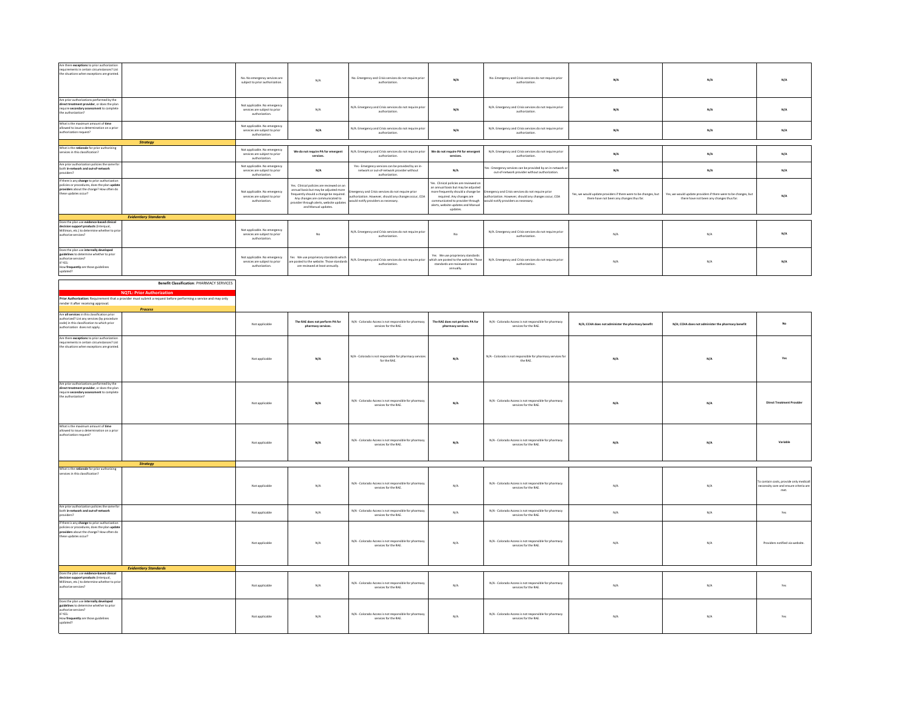| | | | | | | | | | |
|---|---|---|---|---|---|---|---|---|---|
| Are there **exceptions** to prior authorization requirements in certain circumstances? List the situations when exceptions are granted. | | No. No emergency services are subject to prior authorization. | N/A | No. Emergency and Crisis services do not require prior authorization. | N/A | No. Emergency and Crisis services do not require prior authorization. | N/A | N/A | N/A |
| Are prior authorizations performed by the **direct treatment provider**, or does the plan require **secondary assessment** to complete the authorization? | | Not applicable. No emergency services are subject to prior authorization. | N/A | N/A. Emergency and Crisis services do not require prior authorization. | N/A | N/A. Emergency and Crisis services do not require prior authorization. | N/A | N/A | N/A |
| What is the maximum amount of **time** allowed to issue a determination on a prior authorization request? | | Not applicable. No emergency services are subject to prior authorization. | N/A | N/A. Emergency and Crisis services do not require prior authorization. | N/A | N/A. Emergency and Crisis services do not require prior authorization. | N/A | N/A | N/A |
| | ***Strategy*** | | | | | | | | |
| What is the **rationale** for prior authorizing services in this classification? | | Not applicable. No emergency services are subject to prior authorization. | **We do not require PA for emergent services.** | N/A. Emergency and Crisis services do not require prior authorization. | **We do not require PA for emergent services.** | N/A. Emergency and Crisis services do not require prior authorization. | N/A | N/A | N/A |
| Are prior authorization policies the same for both **in-network and out-of-network** providers? | | Not applicable. No emergency services are subject to prior authorization. | N/A | Yes - Emergency services can be provided by an in-network or out-of-network provider without authorization. | N/A | Yes - Emergency services can be provided by an in-network or out-of-network provider without authorization. | N/A | N/A | N/A |
| If there is any **change** to prior authorization policies or procedures, does the plan **update providers** about the change? How often do these updates occur? | | Not applicable. No emergency services are subject to prior authorization. | Yes. Clinical policies are reviewed on an annual basis but may be adjusted more frequently should a change be required. Any changes are communicated to provider through alerts, website updates and Manual updates. | Emergency and Crisis services do not require prior authorization. However, should any changes occur, COA would notify providers as necessary. | Yes. Clinical policies are reviewed on an annual basis but may be adjusted more frequently should a change be required. Any changes are communicated to provider through alerts, website updates and Manual updates. | Emergency and Crisis services do not require prior authorization. However, should any changes occur, COA would notify providers as necessary. | Yes, we would update providers if there were to be changes, but there have not been any changes thus far. | Yes, we would update providers if there were to be changes, but there have not been any changes thus far. | N/A |
| | ***Evidentiary Standards*** | | | | | | | | |
| Does the plan use **evidence-based clinical decision support products** (Interqual, Milliman, etc.) to determine whether to prior authorize services? | | Not applicable. No emergency services are subject to prior authorization. | No | N/A. Emergency and Crisis services do not require prior authorization. | No | N/A. Emergency and Crisis services do not require prior authorization. | N/A | N/A | N/A |
| Does the plan use **internally developed guidelines** to determine whether to prior authorize services? IF YES: How **frequently** are those guidelines updated? | | Not applicable. No emergency services are subject to prior authorization. | Yes. We use proprietary standards which are posted to the website. Those standards are reviewed at least annually. | N/A. Emergency and Crisis services do not require prior authorization. | Yes. We use proprietary standards which are posted to the website. Those standards are reviewed at least annually. | N/A. Emergency and Crisis services do not require prior authorization. | N/A | N/A | N/A |

**Benefit Classification:** PHARMACY SERVICES

**NQTL: Prior Authorization**

**Prior Authorization:** Requirement that a provider must submit a request before performing a service and may only render it after receiving approval.

| | | | | | | | | | |
|---|---|---|---|---|---|---|---|---|---|
| | ***Process*** | | | | | | | | |
| Are **all services** in this classification prior authorized? List any services (by procedure code) in this classification to which prior authorization does not apply. | | Not applicable | **The RAE does not perform PA for pharmacy services.** | N/A - Colorado Access is not responsible for pharmacy services for the RAE. | **The RAE does not perform PA for pharmacy services.** | N/A - Colorado Access is not responsible for pharmacy services for the RAE. | **N/A; CCHA does not administer the pharmacy benefit** | **N/A; CCHA does not administer the pharmacy benefit** | **No** |
| Are there **exceptions** to prior authorization requirements in certain circumstances? List the situations when exceptions are granted. | | Not applicable | **N/A** | N/A - Colorado is not responsible for pharmacy services for the RAE. | **N/A** | N/A - Colorado is not responsible for pharmacy services for the RAE. | **N/A** | **N/A** | **Yes** |
| Are prior authorizations performed by the **direct treatment provider**, or does the plan require **secondary assessment** to complete the authorization? | | Not applicable | **N/A** | N/A - Colorado Access is not responsible for pharmacy services for the RAE. | **N/A** | N/A - Colorado Access is not responsible for pharmacy services for the RAE. | **N/A** | **N/A** | **Direct Treatment Provider** |
| What is the maximum amount of **time** allowed to issue a determination on a prior authorization request? | | Not applicable | **N/A** | N/A - Colorado Access is not responsible for pharmacy services for the RAE. | **N/A** | N/A - Colorado Access is not responsible for pharmacy services for the RAE. | **N/A** | **N/A** | **Variable** |
| | ***Strategy*** | | | | | | | | |
| What is the **rationale** for prior authorizing services in this classification? | | Not applicable | N/A | N/A - Colorado Access is not responsible for pharmacy services for the RAE. | N/A | N/A - Colorado Access is not responsible for pharmacy services for the RAE. | N/A | N/A | To contain costs, provide only medically necessity care and ensure criteria are met. |
| Are prior authorization policies the same for both **in-network and out-of-network** providers? | | Not applicable | N/A | N/A - Colorado Access is not responsible for pharmacy services for the RAE. | N/A | N/A - Colorado Access is not responsible for pharmacy services for the RAE. | N/A | N/A | Yes |
| If there is any **change** to prior authorization policies or procedures, does the plan **update providers** about the change? How often do these updates occur? | | Not applicable | N/A | N/A - Colorado Access is not responsible for pharmacy services for the RAE. | N/A | N/A - Colorado Access is not responsible for pharmacy services for the RAE. | N/A | N/A | Providers notified via website. |
| | ***Evidentiary Standards*** | | | | | | | | |
| Does the plan use **evidence-based clinical decision support products** (Interqual, Milliman, etc.) to determine whether to prior authorize services? | | Not applicable | N/A | N/A - Colorado Access is not responsible for pharmacy services for the RAE. | N/A | N/A - Colorado Access is not responsible for pharmacy services for the RAE. | N/A | N/A | Yes |
| Does the plan use **internally developed guidelines** to determine whether to prior authorize services? IF YES: How **frequently** are those guidelines updated? | | Not applicable | N/A | N/A - Colorado Access is not responsible for pharmacy services for the RAE. | N/A | N/A - Colorado Access is not responsible for pharmacy services for the RAE. | N/A | N/A | Yes |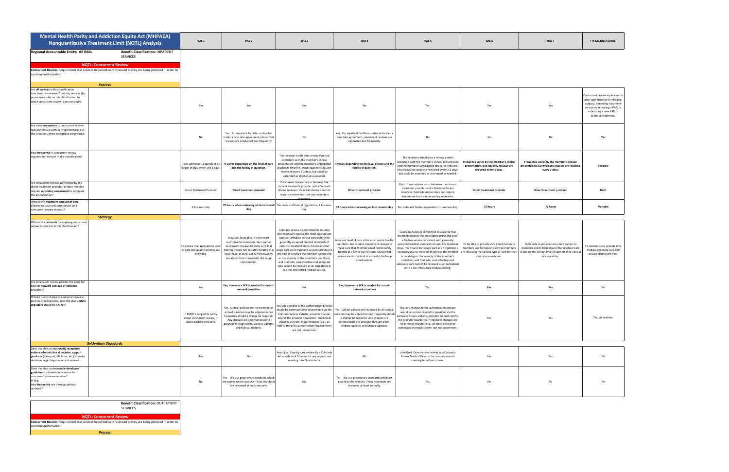| Mental Health Parity and Addiction Equity Act (MHPAEA) Nonquantitative Treatment Limit (NQTL) Analysis | | RAE 1 | RAE 2 | RAE 3 | RAE 4 | RAE 5 | RAE 6 | RAE 7 | FFS Medical/Surgical |
|---|---|---|---|---|---|---|---|---|---|
| **Regional Accountable Entity: All RAEs** | **Benefit Classification:** INPATIENT SERVICES | | | | | | | | |
| **NQTL: Concurrent Review** | | | | | | | | | |
| **Concurrent Review:** Requirement that services be periodically reviewed as they are being provided in order to continue authorization. | | | | | | | | | |
| ***Process*** | | | | | | | | | |
| Are **all services** in this classification concurrently reviewed? List any services (by procedure code) in this classification to which concurrent review does not apply. | | Yes | Yes | Yes. | Yes | Yes. | Yes | Yes | Concurrent review equivalent to prior authorization for medical surgical. Renewing treatment services is renewing a PAR, or submitting a new PAR to continue treatment. |
| Are there **exceptions** to concurrent review requirements in certain circumstances? List the situations when exceptions are granted. | | No | Yes. For inpatient facilities contracted under a case rate agreement, concurrent reviews are conducted less frequently. | No | Yes. For inpatient facilities contracted under a case rate agreement, concurrent reviews are conducted less frequently. | No | No | No | **Yes** |
| How **frequently** is concurrent review required for services in this classification? | | Upon admission, dependent on length of stay every 2 to 3 days. | **It varies depending on the level of care and the facility in question.** | The reviewer establishes a review period consistent with the member's clinical presentation and the member's anticipated discharge timeline. Most inpatient stays are reviewed every 2-3 days, but could be extended or shortened as needed. | **It varies depending on the level of care and the facility in question.** | The reviewer establishes a review period consistent with the member's clinical presentation and the member's anticipated discharge timeline. Most inpatient stays are reviewed every 2-3 days, but could be extended or shortened as needed. | **Frequency varies by the member's clinical presentation, but typically reviews are required every 3 days.** | **Frequency varies by the member's clinical presentation, but typically reviews are required every 3 days.** | **Variable** |
| Are concurrent reviews performed by the direct treatment provider, or does the plan require **secondary assessment** to complete the authorization? | | Direct Treatment Provider | **Direct treatment provider** | Concurrent reviews occur between the current treatment provider and a Colorado Access reviewer. Colorado Access does not require assessment from any secondary reviewers. | **Direct treatment provider** | Concurrent reviews occur between the current treatment provider and a Colorado Access reviewer. Colorado Access does not require assessment from any secondary reviewers. | **Direct treatment provider** | **Direct treatment provider** | **Both** |
| What is the **maximum amount of time** allowed to issue a determination on a concurrent review request? | | 1 business day | **72 hours when reviewing on last covered day** | Per state and federal regulations, 1 business day. | **72 hours when reviewing on last covered day** | Per state and federal regulations, 1 business day. | **72 hours** | **72 hours** | **Variable** |
| ***Strategy*** | | | | | | | | | |
| What is the **rationale** for applying concurrent review to services in this classification? | | To ensure that appropriate level of care and quality services are provided. | Inpatient level of care is the most restrictive for members. We conduct Concurrent reviews to make sure that Member could not be safely treated at a lower level of care. Concurrent reviews are also critical in succesful discharge coordination. | Colorado Access is committed to assuring that members receive the most appropriate and cost-effective service consistent with generally accepted medical standards of care. For inpatient stays, this means that acute care as an inpatient is necessary due to the kind of services the member is receiving or the severity of the member's condition, and that safe, cost-effective and adequate care cannot be received as an outpatient or in a less intensified medical setting. | Inpatient level of care is the most restrictive for members. We conduct Concurrent reviews to make sure that Member could not be safely treated at a lower level of care. Concurrent reviews are also critical in succesful discharge coordination. | Colorado Access is committed to assuring that members receive the most appropriate and cost-effective service consistent with generally accepted medical standards of care. For inpatient stays, this means that acute care as an inpatient is necessary due to the kind of services the member is receiving or the severity of the member's condition, and that safe, cost-effective and adequate care cannot be received as an outpatient or in a less intensified medical setting. | To be able to provide care coordination to members and to help ensure that members are receiving the correct type of care for their clinical presentation. | To be able to provide care coordination to members and to help ensure that members are receiving the correct type of care for their clinical presentation. | To contain costs, provide only medical necessity care and ensure criteria are met. |
| Are concurrent review policies the same for both **in-network and out-of-network** providers? | | Yes | **Yes, however a SCA is needed for out-of-network providers** | Yes. | **Yes, however a SCA is needed for out-of-network providers** | Yes. | **Yes** | **Yes** | Yes |
| If there is any change to concurrent review policies or procedures, does the plan **update providers** about the change? | | If RMHP changed its policy about concurrent review, it would update providers. | Yes. Clinical policies are reviewed on an annual basis but may be adjusted more frequently should a change be required. Any changes are communicated to provider through alerts, website updates and Manual updates. | Yes, any changes to the authorization process would be communicated to providers via the Colorado Access website, provider manual, and/or the provider newsletter. Procedural changes are rare; minor changes (e.g., an edit to the prior authorization request form) are not uncommon. | Yes. Clinical policies are reviewed on an annual basis but may be adjusted more frequently should a change be required. Any changes are communicated to provider through alerts, website updates and Manual updates. | Yes, any changes to the authorization process would be communicated to providers via the Colorado Access website, provider manual, and/or the provider newsletter. Procedural changes are rare; minor changes (e.g., an edit to the prior authorization request form) are not uncommon. | Yes | Yes | Yes, via website. |
| ***Evidentiary Standards*** | | | | | | | | | |
| Does the plan use **nationally recognized evidence-based clinical decision support products** (Interqual, Milliman, etc.) to make decisions regarding concurrent review? | | Yes | No | InterQual. Case-by case review by a Colorado Access Medical Director for any request not meeting InterQual criteria. | No | InterQual. Case-by case review by a Colorado Access Medical Director for any request not meeting InterQual criteria. | Yes | Yes | No |
| Does the plan use **internally developed guidelines** to determine whether to concurrently review services? IF YES: How **frequently** are those guidelines updated? | | No | Yes We use proprierary standards which are posted to the website. Those standards are reviewed at least annually. | No. | Yes We use proprierary standards which are posted to the website. Those standards are reviewed at least annually. | No. | No | No | Yes |

| | **Benefit Classification:** OUTPATIENT SERVICES |
|---|---|
| **NQTL: Concurrent Review** | |
| **Concurrent Review:** Requirement that services be periodically reviewed as they are being provided in order to continue authorization. | |
| ***Process*** | |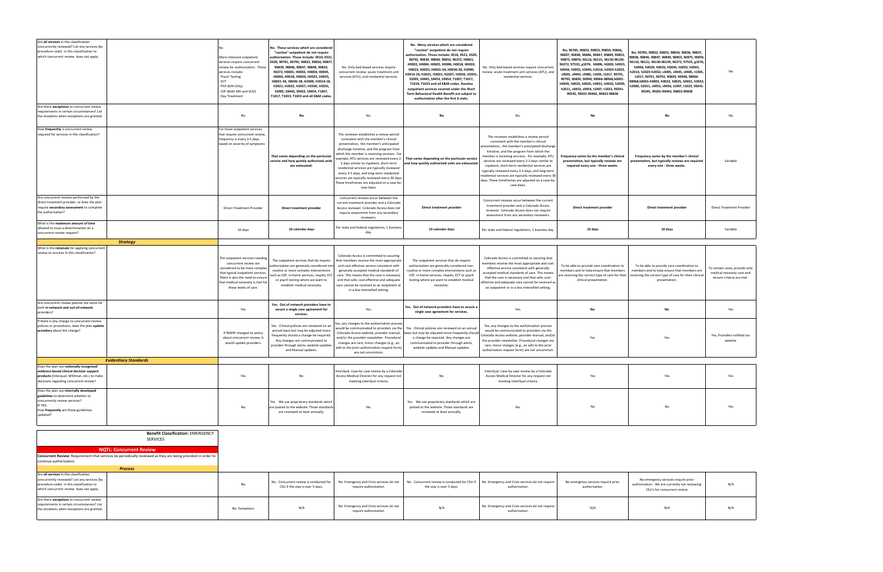| | | | | | | | | | | |
|---|---|---|---|---|---|---|---|---|---|---|
| Are **all services** in this classification concurrently reviewed? List any services (by procedure code) in this classification to which concurrent review does not apply. | | No<br>More intensive outpatient services require concurrent review for authorization. These services include:<br>- Psych Testing<br>- ECT<br>- PhP (MH Only)<br>- IOP (Both MH and SUD)<br>- Day Treatment | **No. Those services which are considered "routine" outpatient do not require authorization. Those include: 0510, 0521, 0529, 90791, 90792, 90832, 90834, 90837, 90839, 90846, 90847, 90849, 90853, 96372, H0001, H0002, H0004, H0005, H0006, H0018, H0020, H0023, H0025, H0031-34, H0036-38, H2000, H2014-18, H2021, H2022, H2027, H2030, H2031, S3005, S9445, S9453, S9454, T1007, T1017, T1019, T1023 and all E&M codes.** | No. Only bed-based services require concurrent review: acute treatment unit services (ATU), and residential services. | **No. Many services which are considered "routine" outpatient do not require authorization. Those include: 0510, 0521, 0529, 90792, 90839, 90849, 90853, 96372, H0001, H0002, H0004, H0005, H0006, H0018, H0020, H0023, H0025, H0031-34, H0036-38, H2000, H2014-18, H2021, H2022, H2027, H2030, H2031, S3005, S9445, S9453, S9454, T1007, T1017, T1019, T1023 and all E&M codes. Routine outpatient services covered under the Short Term Behavioral Health Benefit are subject to authorization after the first 6 visits.** | No. Only bed-based services require concurrent review: acute treatment unit services (ATU), and residential services. | **No; 90785, 90832, 90833, 90834, 90836, 90837, 90838, 90846, 90847, 90849, 90853, 90875, 90876, 96116, 96121, 96130-96139, 96372, 97535, g1076, h0006, h0020, h0033, h0034, h0035, h0045, h2014, h2023-h2032, s3005, s9445, s9485, t1005, t1017, 90791, 90792, 90839, 90940, 98966-98968,h0001-h0005, h0023, h0025, h0031, h0032, h2000, h2011, s9453, s9454, t1007, t1023, 99241-99245, 99201-99443, 90833-90838** | **No; 90785, 90832, 90833, 90834, 90836, 90837, 90838, 90846, 90847, 90849, 90853, 90875, 90876, 96116, 96121, 96130-96139, 96372, 97535, g1076, h0006, h0020, h0033, h0034, h0035, h0045, h2014, h2023-h2032, s3005, s9445, s9485, t1005, t1017, 90791, 90792, 90839, 90940, 98966-98968,h0001-h0005, h0023, h0025, h0031, h0032, h2000, h2011, s9453, s9454, t1007, t1023, 99241-99245, 99201-99443, 90833-90838** | No |
| Are there **exceptions** to concurrent review requirements in certain circumstances? List the situations when exceptions are granted. | | No | **No** | No. | **No** | No. | **No** | **No** | No |
| How **frequently** is concurrent review required for services in this classification? | | For those outpatient services that require concurrent review, frequency is every 3-5 days based on severity of symptoms | **That varies depending on the particular service and how quickly authorized units are exhausted.** | The reviewer establishes a review period consistent with the member's clinical presentation, the member's anticipated discharge timeline, and the program from which the member is receiving services. For example, ATU services are reviewed every 2-3 days similar to inpatient, short-term residential services are typically reviewed every 3-5 days, and long-term residential services are typically reviewed every 30 days. These timeframes are adjusted on a case-by-case basis. | **That varies depending on the particular service and how quickly authorized units are exhausted.** | The reviewer establishes a review period consistent with the member's clinical presentation, the member's anticipated discharge timeline, and the program from which the member is receiving services. For example, ATU services are reviewed every 2-3 days similar to inpatient, short-term residential services are typically reviewed every 3-5 days, and long-term residential services are typically reviewed every 30 days. These timeframes are adjusted on a case-by-case basis. | **Frequency varies by the member's clinical presentation, but typically reviews are required every one - three weeks.** | **Frequency varies by the member's clinical presentation, but typically reviews are required every one - three weeks.** | Variable |
| Are concurrent reviews performed by the direct treatment provider; or does the plan require **secondary assessment** to complete the authorization? | | Direct Treatment Provider | **Direct treatment provider** | Concurrent reviews occur between the current treatment provider and a Colorado Access reviewer. Colorado Access does not require assessment from any secondary reviewers. | **Direct treatment provider** | Concurrent reviews occur between the current treatment provider and a Colorado Access reviewer. Colorado Access does not require assessment from any secondary reviewers. | **Direct treatment provider** | **Direct treatment provider** | Direct Treatment Provider |
| What is the **maximum amount of time** allowed to issue a determination on a concurrent review request? | | 10 days | **10 calendar days** | Per state and federal regulations, 1 business day. | **10 calendar days** | Per state and federal regulations, 1 business day. | **10 days** | **10 days** | Variable |
| | ***Strategy*** | | | | | | | | |
| What is the **rationale** for applying concurrent review to services in this classification? | | The outpatient services needing concurrent review are considered to be more complex that typical outpatient services. There is also the need to ensure that medical necessity is met for these levels of care. | The outpatient services that do require authorization are generally considered non routine or more complex interventions such as IOP, in-home services, respite, ECT or psych testing where we want to establish medical necessity. | Colorado Access is committed to assuring that members receive the most appropriate and cost-effective service consistent with generally accepted medical standards of care. This means that the care is necessary and that safe, cost-effective and adequate care cannot be received as an outpatient or in a less intensified setting. | The outpatient services that do require authorization are generally considered non-routine or more complex interventions such as IOP, in-home services, respite, ECT or psych testing where we want to establish medical necessity. | Colorado Access is committed to assuring that members receive the most appropriate and cost-effective service consistent with generally accepted medical standards of care. This means that the care is necessary and that safe, cost-effective and adequate care cannot be received as an outpatient or in a less intensified setting. | To be able to provide care coordination to members and to help ensure that members are receiving the correct type of care for their clinical presentation. | To be able to provide care coordination to members and to help ensure that members are receiving the correct type of care for their clinical presentation. | To contain costs, provide only medical necessity care and ensure criteria are met. |
| Are concurrent review policies the same for both **in-network and out-of-network** providers? | | Yes | **Yes, Out of network providers have to secure a single case agreement for services.** | Yes. | **Yes. Out of network providers have to secure a single case agreement for services.** | Yes. | **No** | **No** | Yes |
| If there is any change to concurrent review policies or procedures, does the plan **update providers** about the change? | | If RMHP changed its policy about concurrent review, it would update providers. | Yes. Clinical policies are reviewed on an annual basis but may be adjusted more frequently should a change be required. Any changes are communicated to provider through alerts, website updates and Manual updates. | Yes, any changes to the authorization process would be communicated to providers via the Colorado Access website, provider manual, and/or the provider newsletter. Procedural changes are rare; minor changes (e.g., an edit to the prior authorization request form) are not uncommon. | Yes. Clinical policies are reviewed on an annual basis but may be adjusted more frequently should a change be required. Any changes are communicated to provider through alerts, website updates and Manual updates. | Yes, any changes to the authorization process would be communicated to providers via the Colorado Access website, provider manual, and/or the provider newsletter. Procedural changes are rare; minor changes (e.g., an edit to the prior authorization request form) are not uncommon. | Yes | Yes | Yes, Providers notified via website |
| | ***Evidentiary Standards*** | | | | | | | | |
| Does the plan use **nationally recognized evidence-based clinical decision support products** (Interqual, Milliman, etc.) to make decisions regarding concurrent review? | | Yes | No | InterQual. Case-by case review by a Colorado Access Medical Director for any request not meeting InterQual criteria. | No | InterQual. Case-by case review by a Colorado Access Medical Director for any request not meeting InterQual criteria. | Yes | Yes | Yes |
| Does the plan use **internally developed guidelines** to determine whether to concurrently review services?<br>IF YES:<br>How **frequently** are those guidelines updated? | | No | Yes We use proprierary standards which are posted to the website. Those standards are reviewed at least annually. | No. | Yes We use proprierary standards which are posted to the website. Those standards are reviewed at least annually. | No. | No | No | Yes |

**Benefit Classification:** EMERGENCY SERVICES

**NQTL: Concurrent Review**

**Concurrent Review:** Requirement that services be periodically reviewed as they are being provided in order to continue authorization.

***Process***

| | | | | | | | | | | |
|---|---|---|---|---|---|---|---|---|---|---|
| Are **all services** in this classification concurrently reviewed? List any services (by procedure code) in this classification to which concurrent review does not apply. | | No | No. Concurrent review is conducted for CSU if the stay is over 5 days. | No. Emergency and Crisis services do not require authorization. | No. Concurrent review is conducted for CSU if the stay is over 5 days. | No. Emergency and Crisis services do not require authorization. | No emergency services require prior authorization | No emergency services require prior authorization. We are currently not reviewing CSU's for concurrent review | N/A |
| Are there **exceptions** to concurrent review requirements in certain circumstances? List the situations when exceptions are granted. | | No Exceptions | N/A | No. Emergency and Crisis services do not require authorization. | N/A | No. Emergency and Crisis services do not require authorization. | N/A | N/A | N/A |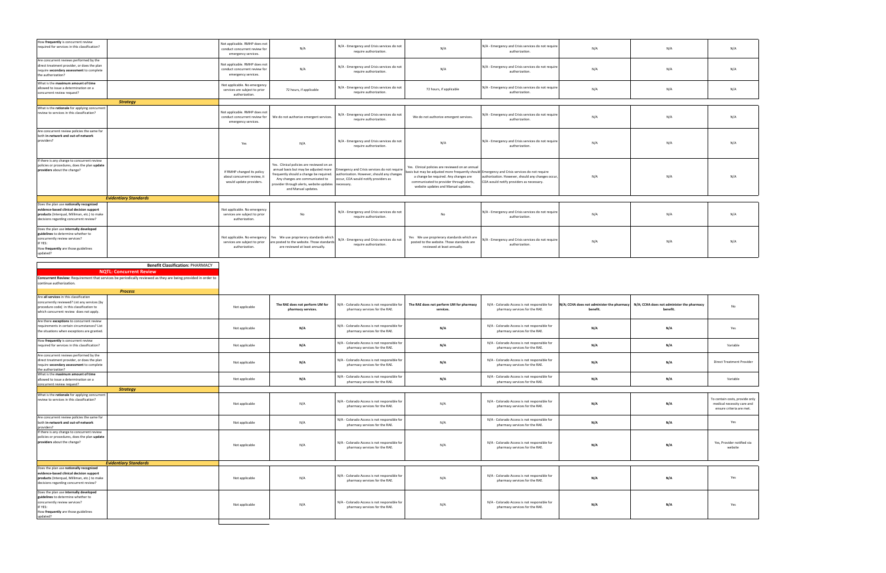| | | | | | | | | | |
|---|---|---|---|---|---|---|---|---|---|
| How **frequently** is concurrent review required for services in this classification? | | Not applicable. RMHP does not conduct concurrent review for emergency services. | N/A | N/A - Emergency and Crisis services do not require authorization. | N/A | N/A - Emergency and Crisis services do not require authorization. | N/A | N/A | N/A |
| Are concurrent reviews performed by the direct treatment provider, or does the plan require **secondary assessment** to complete the authorization? | | Not applicable. RMHP does not conduct concurrent review for emergency services. | N/A | N/A - Emergency and Crisis services do not require authorization. | N/A | N/A - Emergency and Crisis services do not require authorization. | N/A | N/A | N/A |
| What is the **maximum amount of time** allowed to issue a determination on a concurrent review request? | | Not applicable. No emergency services are subject to prior authorization. | 72 hours, if applicable | N/A - Emergency and Crisis services do not require authorization. | 72 hours, if applicable | N/A - Emergency and Crisis services do not require authorization. | N/A | N/A | N/A |
| | ***Strategy*** | | | | | | | | |
| What is the **rationale** for applying concurrent review to services in this classification? | | Not applicable. RMHP does not conduct concurrent review for emergency services. | We do not authorize emergent services. | N/A - Emergency and Crisis services do not require authorization. | We do not authorize emergent services. | N/A - Emergency and Crisis services do not require authorization. | N/A | N/A | N/A |
| Are concurrent review policies the same for both **in-network and out-of-network** providers? | | Yes | N/A | N/A - Emergency and Crisis services do not require authorization. | N/A | N/A - Emergency and Crisis services do not require authorization. | N/A | N/A | N/A |
| If there is any change to concurrent review policies or procedures, does the plan **update providers** about the change? | | If RMHP changed its policy about concurrent review, it would update providers. | Yes. Clinical policies are reviewed on an annual basis but may be adjusted more frequently should a change be required. Any changes are communicated to provider through alerts, website updates and Manual updates. | Emergency and Crisis services do not require authorization. However, should any changes occur, COA would notify providers as necessary. | Yes. Clinical policies are reviewed on an annual basis but may be adjusted more frequently should a change be required. Any changes are communicated to provider through alerts, website updates and Manual updates. | Emergency and Crisis services do not require authorization. However, should any changes occur, COA would notify providers as necessary. | N/A | N/A | N/A |
| | ***Evidentiary Standards*** | | | | | | | | |
| Does the plan use **nationally recognized evidence-based clinical decision support products** (Interqual, Milliman, etc.) to make decisions regarding concurrent review? | | Not applicable. No emergency services are subject to prior authorization. | No | N/A - Emergency and Crisis services do not require authorization. | No | N/A - Emergency and Crisis services do not require authorization. | N/A | N/A | N/A |
| Does the plan use **internally developed guidelines** to determine whether to concurrently review services? IF YES: How **frequently** are those guidelines updated? | | Not applicable. No emergency services are subject to prior authorization. | Yes We use proprierary standards which are posted to the website. Those standards are reviewed at least annually. | N/A - Emergency and Crisis services do not require authorization. | Yes We use proprierary standards which are posted to the website. Those standards are reviewed at least annually. | N/A - Emergency and Crisis services do not require authorization. | N/A | N/A | N/A |

**Benefit Classification:** PHARMACY

**NQTL: Concurrent Review**

**Concurrent Review:** Requirement that services be periodically reviewed as they are being provided in order to continue authorization.

| | | | | | | | | | |
|---|---|---|---|---|---|---|---|---|---|
| | ***Process*** | | | | | | | | |
| Are **all services** in this classification concurrently reviewed? List any services (by procedure code) in this classification to which concurrent review does not apply. | | Not applicable | **The RAE does not perform UM for pharmacy services.** | N/A - Colorado Access is not responsible for pharmacy services for the RAE. | **The RAE does not perform UM for pharmacy services.** | N/A - Colorado Access is not responsible for pharmacy services for the RAE. | **N/A; CCHA does not administer the pharmacy benefit.** | **N/A; CCHA does not administer the pharmacy benefit.** | No |
| Are there **exceptions** to concurrent review requirements in certain circumstances? List the situations when exceptions are granted. | | Not applicable | **N/A** | N/A - Colorado Access is not responsible for pharmacy services for the RAE. | **N/A** | N/A - Colorado Access is not responsible for pharmacy services for the RAE. | **N/A** | **N/A** | Yes |
| How **frequently** is concurrent review required for services in this classification? | | Not applicable | **N/A** | N/A - Colorado Access is not responsible for pharmacy services for the RAE. | **N/A** | N/A - Colorado Access is not responsible for pharmacy services for the RAE. | **N/A** | **N/A** | Variable |
| Are concurrent reviews performed by the direct treatment provider, or does the plan require **secondary assessment** to complete the authorization? | | Not applicable | **N/A** | N/A - Colorado Access is not responsible for pharmacy services for the RAE. | **N/A** | N/A - Colorado Access is not responsible for pharmacy services for the RAE. | **N/A** | **N/A** | Direct Treatment Provider |
| What is the **maximum amount of time** allowed to issue a determination on a concurrent review request? | | Not applicable | **N/A** | N/A - Colorado Access is not responsible for pharmacy services for the RAE. | **N/A** | N/A - Colorado Access is not responsible for pharmacy services for the RAE. | **N/A** | **N/A** | Variable |
| | ***Strategy*** | | | | | | | | |
| What is the **rationale** for applying concurrent review to services in this classification? | | Not applicable | N/A | N/A - Colorado Access is not responsible for pharmacy services for the RAE. | N/A | N/A - Colorado Access is not responsible for pharmacy services for the RAE. | **N/A** | **N/A** | To contain costs, provide only medical necessity care and ensure criteria are met. |
| Are concurrent review policies the same for both **in-network and out-of-network** providers? | | Not applicable | N/A | N/A - Colorado Access is not responsible for pharmacy services for the RAE. | N/A | N/A - Colorado Access is not responsible for pharmacy services for the RAE. | **N/A** | **N/A** | Yes |
| If there is any change to concurrent review policies or procedures, does the plan **update providers** about the change? | | Not applicable | N/A | N/A - Colorado Access is not responsible for pharmacy services for the RAE. | N/A | N/A - Colorado Access is not responsible for pharmacy services for the RAE. | **N/A** | **N/A** | Yes, Provider notified via website |
| | ***Evidentiary Standards*** | | | | | | | | |
| Does the plan use **nationally recognized evidence-based clinical decision support products** (Interqual, Milliman, etc.) to make decisions regarding concurrent review? | | Not applicable | N/A | N/A - Colorado Access is not responsible for pharmacy services for the RAE. | N/A | N/A - Colorado Access is not responsible for pharmacy services for the RAE. | **N/A** | **N/A** | Yes |
| Does the plan use **internally developed guidelines** to determine whether to concurrently review services? IF YES: How **frequently** are those guidelines updated? | | Not applicable | N/A | N/A - Colorado Access is not responsible for pharmacy services for the RAE. | N/A | N/A - Colorado Access is not responsible for pharmacy services for the RAE. | **N/A** | **N/A** | Yes |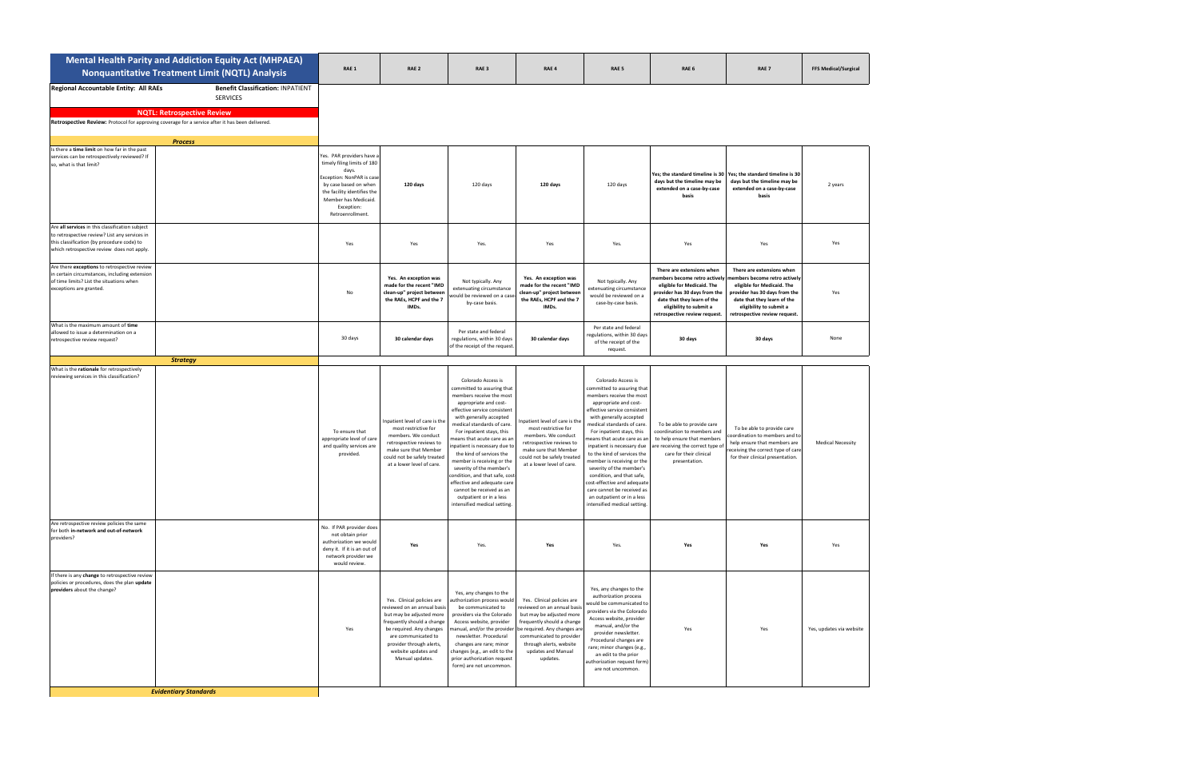# Mental Health Parity and Addiction Equity Act (MHPAEA) Nonquantitative Treatment Limit (NQTL) Analysis

**Regional Accountable Entity: All RAEs** | **Benefit Classification: INPATIENT SERVICES**

## NQTL: Retrospective Review

**Retrospective Review:** Protocol for approving coverage for a service after it has been delivered.

| | RAE 1 | RAE 2 | RAE 3 | RAE 4 | RAE 5 | RAE 6 | RAE 7 | FFS Medical/Surgical |
|---|---|---|---|---|---|---|---|---|
| ***Process*** | | | | | | | | |
| Is there a **time limit** on how far in the past services can be retrospectively reviewed? If so, what is that limit? | Yes. PAR providers have a timely filing limits of 180 days. Exception: NonPAR is case by case based on when the facility identifies the Member has Medicaid. Exception: Retroenrollment. | **120 days** | 120 days | **120 days** | 120 days | **Yes; the standard timeline is 30 days but the timeline may be extended on a case-by-case basis** | **Yes; the standard timeline is 30 days but the timeline may be extended on a case-by-case basis** | 2 years |
| Are **all services** in this classification subject to retrospective review? List any services in this classification (by procedure code) to which retrospective review does not apply. | Yes | Yes | Yes. | Yes | Yes. | Yes | Yes | Yes |
| Are there **exceptions** to retrospective review in certain circumstances, including extension of time limits? List the situations when exceptions are granted. | No | **Yes. An exception was made for the recent "IMD clean-up" project between the RAEs, HCPF and the 7 IMDs.** | Not typically. Any extenuating circumstance would be reviewed on a case by-case basis. | **Yes. An exception was made for the recent "IMD clean-up" project between the RAEs, HCPF and the 7 IMDs.** | Not typically. Any extenuating circumstance would be reviewed on a case-by-case basis. | **There are extensions when members become retro actively eligible for Medicaid. The provider has 30 days from the date that they learn of the eligibility to submit a retrospective review request.** | **There are extensions when members become retro actively eligible for Medicaid. The provider has 30 days from the date that they learn of the eligibility to submit a retrospective review request.** | Yes |
| What is the maximum amount of **time** allowed to issue a determination on a retrospective review request? | 30 days | **30 calendar days** | Per state and federal regulations, within 30 days of the receipt of the request. | **30 calendar days** | Per state and federal regulations, within 30 days of the receipt of the request. | **30 days** | **30 days** | None |
| ***Strategy*** | | | | | | | | |
| What is the **rationale** for retrospectively reviewing services in this classification? | To ensure that appropriate level of care and quality services are provided. | Inpatient level of care is the most restrictive for members. We conduct retrospective reviews to make sure that Member could not be safely treated at a lower level of care. | Colorado Access is committed to assuring that members receive the most appropriate and cost-effective service consistent with generally accepted medical standards of care. For inpatient stays, this means that acute care as an inpatient is necessary due to the kind of services the member is receiving or the severity of the member's condition, and that safe, cost-effective and adequate care cannot be received as an outpatient or in a less intensified medical setting. | Inpatient level of care is the most restrictive for members. We conduct retrospective reviews to make sure that Member could not be safely treated at a lower level of care. | Colorado Access is committed to assuring that members receive the most appropriate and cost-effective service consistent with generally accepted medical standards of care. For inpatient stays, this means that acute care as an inpatient is necessary due to the kind of services the member is receiving or the severity of the member's condition, and that safe, cost-effective and adequate care cannot be received as an outpatient or in a less intensified medical setting. | To be able to provide care coordination to members and to help ensure that members are receiving the correct type of care for their clinical presentation. | To be able to provide care coordination to members and to help ensure that members are receiving the correct type of care for their clinical presentation. | Medical Necessity |
| Are retrospective review policies the same for both **in-network and out-of-network** providers? | No. If PAR provider does not obtain prior authorization we would deny it. If it is an out of network provider we would review. | **Yes** | Yes. | **Yes** | Yes. | **Yes** | **Yes** | Yes |
| If there is any **change** to retrospective review policies or procedures, does the plan **update providers** about the change? | Yes | Yes. Clinical policies are reviewed on an annual basis but may be adjusted more frequently should a change be required. Any changes are communicated to provider through alerts, website updates and Manual updates. | Yes, any changes to the authorization process would be communicated to providers via the Colorado Access website, provider manual, and/or the provider newsletter. Procedural changes are rare; minor changes (e.g., an edit to the prior authorization request form) are not uncommon. | Yes. Clinical policies are reviewed on an annual basis but may be adjusted more frequently should a change be required. Any changes are communicated to provider through alerts, website updates and Manual updates. | Yes, any changes to the authorization process would be communicated to providers via the Colorado Access website, provider manual, and/or the provider newsletter. Procedural changes are rare; minor changes (e.g., an edit to the prior authorization request form) are not uncommon. | Yes | Yes | Yes, updates via website |
| ***Evidentiary Standards*** | | | | | | | | |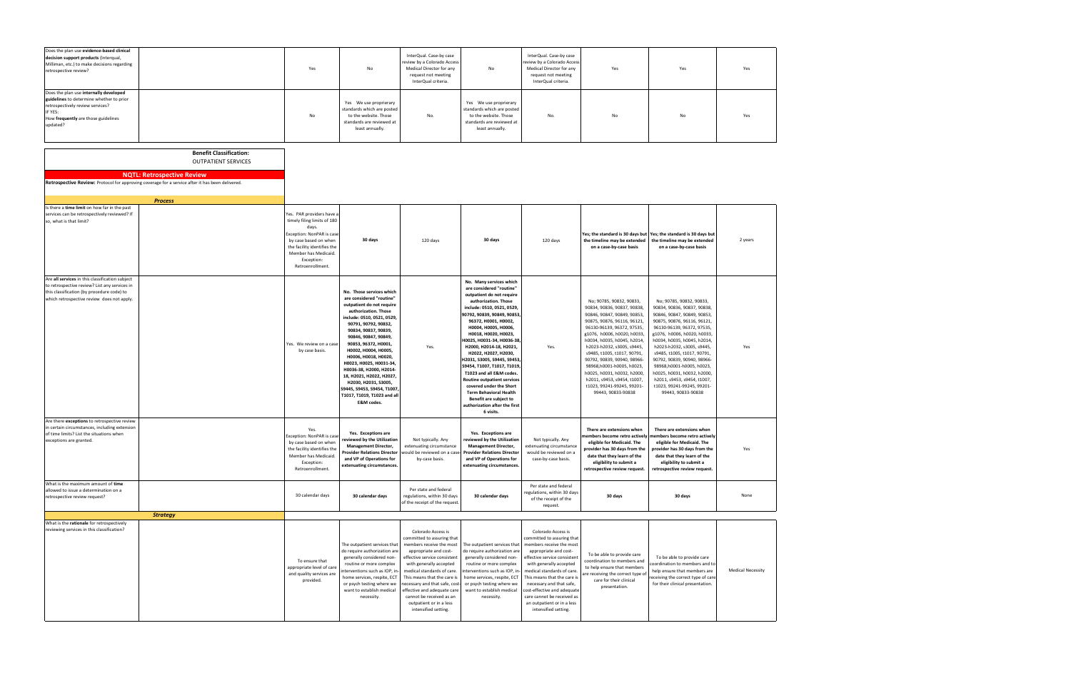| | | | | | | | | | |
|---|---|---|---|---|---|---|---|---|---|
| Does the plan use **evidence-based clinical decision support products** (Interqual, Milliman, etc.) to make decisions regarding retrospective review? | | Yes | No | InterQual. Case-by case review by a Colorado Access Medical Director for any request not meeting InterQual criteria. | No | InterQual. Case-by case review by a Colorado Access Medical Director for any request not meeting InterQual criteria. | Yes | Yes | Yes |
| Does the plan use **internally developed guidelines** to determine whether to prior retrospectively review services? IF YES: How **frequently** are those guidelines updated? | | No | Yes We use proprierary standards which are posted to the website. Those standards are reviewed at least annually. | No. | Yes We use proprierary standards which are posted to the website. Those standards are reviewed at least annually. | No. | No | No | Yes |

**Benefit Classification:**
OUTPATIENT SERVICES

**NQTL: Retrospective Review**

**Retrospective Review:** Protocol for approving coverage for a service after it has been delivered.

***Process***

| | | | | | | | | | |
|---|---|---|---|---|---|---|---|---|---|
| Is there a **time limit** on how far in the past services can be retrospectively reviewed? If so, what is that limit? | | Yes. PAR providers have a timely filing limits of 180 days. Exception: NonPAR is case by case based on when the facility identifies the Member has Medicaid. Exception: Retroenrollment. | **30 days** | 120 days | **30 days** | 120 days | **Yes; the standard is 30 days but the timeline may be extended on a case-by-case basis** | **Yes; the standard is 30 days but the timeline may be extended on a case-by-case basis** | 2 years |
| Are **all services** in this classification subject to retrospective review? List any services in this classification (by procedure code) to which retrospective review does not apply. | | Yes. We review on a case by case basis. | **No. Those services which are considered "routine" outpatient do not require authorization. Those include: 0510, 0521, 0529, 90791, 90792, 90832, 90834, 90837, 90839, 90846, 90847, 90849, 90853, 96372, H0001, H0002, H0004, H0005, H0006, H0018, H0020, H0023, H0025, H0031-34, H0036-38, H2000, H2014-18, H2021, H2022, H2027, H2030, H2031, S3005, S9445, S9453, S9454, T1007, T1017, T1019, T1023 and all E&M codes.** | Yes. | **No. Many services which are considered "routine" outpatient do not require authorization. Those include: 0510, 0521, 0529, 90792, 90839, 90849, 90853, 96372, H0001, H0002, H0004, H0005, H0006, H0018, H0020, H0023, H0025, H0031-34, H0036-38, H2000, H2014-18, H2021, H2022, H2027, H2030, H2031, S3005, S9445, S9453, S9454, T1007, T1017, T1019, T1023 and all E&M codes. Routine outpatient services covered under the Short Term Behavioral Health Benefit are subject to authorization after the first 6 visits.** | Yes. | No; 90785, 90832, 90833, 90834, 90836, 90837, 90838, 90846, 90847, 90849, 90853, 90875, 90876, 96116, 96121, 96130-96139, 96372, 97535, g1076, h0006, h0020, h0033, h0034, h0035, h0045, h2014, h2023-h2032, s3005, s9445, s9485, t1005, t1017, 90791, 90792, 90839, 90940, 98966-98968,h0001-h0005, h0023, h0025, h0031, h0032, h2000, h2011, s9453, s9454, t1007, t1023, 99241-99245, 99201-99443, 90833-90838 | No; 90785, 90832, 90833, 90834, 90836, 90837, 90838, 90846, 90847, 90849, 90853, 90875, 90876, 96116, 96121, 96130-96139, 96372, 97535, g1076, h0006, h0020, h0033, h0034, h0035, h0045, h2014, h2023-h2032, s3005, s9445, s9485, t1005, t1017, 90791, 90792, 90839, 90940, 98966-98968,h0001-h0005, h0023, h0025, h0031, h0032, h2000, h2011, s9453, s9454, t1007, t1023, 99241-99245, 99201-99443, 90833-90838 | Yes |
| Are there **exceptions** to retrospective review in certain circumstances, including extension of time limits? List the situations when exceptions are granted. | | Yes. Exception: NonPAR is case by case based on when the facility identifies the Member has Medicaid. Exception: Retroenrollment. | **Yes. Exceptions are reviewed by the Utilization Management Director, Provider Relations Director and VP of Operations for extenuating circumstances.** | Not typically. Any extenuating circumstance would be reviewed on a case-by-case basis. | **Yes. Exceptions are reviewed by the Utilization Management Director, Provider Relations Director and VP of Operations for extenuating circumstances.** | Not typically. Any extenuating circumstance would be reviewed on a case-by-case basis. | **There are extensions when members become retro actively eligible for Medicaid. The provider has 30 days from the date that they learn of the eligibility to submit a retrospective review request.** | **There are extensions when members become retro actively eligible for Medicaid. The provider has 30 days from the date that they learn of the eligibility to submit a retrospective review request.** | Yes |
| What is the maximum amount of **time** allowed to issue a determination on a retrospective review request? | | 30 calendar days | **30 calendar days** | Per state and federal regulations, within 30 days of the receipt of the request. | **30 calendar days** | Per state and federal regulations, within 30 days of the receipt of the request. | **30 days** | **30 days** | None |

***Strategy***

| | | | | | | | | | |
|---|---|---|---|---|---|---|---|---|---|
| What is the **rationale** for retrospectively reviewing services in this classification? | | To ensure that appropriate level of care and quality services are provided. | The outpatient services that do require authorization are generally considered non-routine or more complex interventions such as IOP, in-home services, respite, ECT or psych testing where we want to establish medical necessity. | Colorado Access is committed to assuring that members receive the most appropriate and cost-effective service consistent with generally accepted medical standards of care. This means that the care is necessary and that safe, cost-effective and adequate care cannot be received as an outpatient or in a less intensified setting. | The outpatient services that do require authorization are generally considered non-routine or more complex interventions such as IOP, in-home services, respite, ECT or psych testing where we want to establish medical necessity. | Colorado Access is committed to assuring that members receive the most appropriate and cost-effective service consistent with generally accepted medical standards of care. This means that the care is necessary and that safe, cost-effective and adequate care cannot be received as an outpatient or in a less intensified setting. | To be able to provide care coordination to members and to help ensure that members are receiving the correct type of care for their clinical presentation. | To be able to provide care coordination to members and to help ensure that members are receiving the correct type of care for their clinical presentation. | Medical Necessity |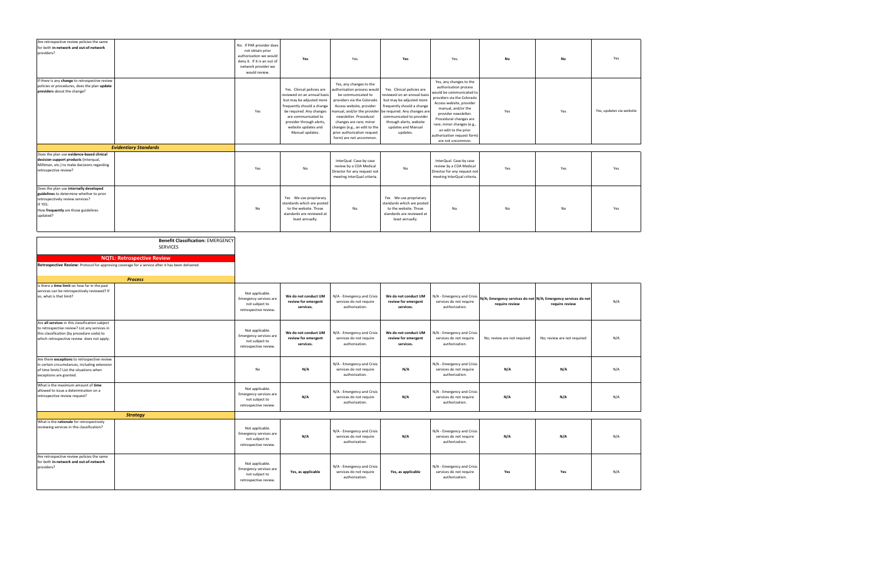| | | | | | | | | | |
|---|---|---|---|---|---|---|---|---|---|
| Are retrospective review policies the same for both **in-network and out-of-network** providers? | | No. If PAR provider does not obtain prior authorization we would deny it. If it is an out of network provider we would review. | **Yes** | Yes. | **Yes** | Yes. | **No** | **No** | Yes |
| If there is any **change** to retrospective review policies or procedures, does the plan **update providers** about the change? | | Yes | Yes. Clinical policies are reviewed on an annual basis but may be adjusted more frequently should a change be required. Any changes are communicated to provider through alerts, website updates and Manual updates. | Yes, any changes to the authorization process would be communicated to providers via the Colorado Access website, provider manual, and/or the provider newsletter. Procedural changes are rare; minor changes (e.g., an edit to the prior authorization request form) are not uncommon. | Yes. Clinical policies are reviewed on an annual basis but may be adjusted more frequently should a change be required. Any changes are communicated to provider through alerts, website updates and Manual updates. | Yes, any changes to the authorization process would be communicated to providers via the Colorado Access website, provider manual, and/or the provider newsletter. Procedural changes are rare; minor changes (e.g., an edit to the prior authorization request form) are not uncommon. | Yes | Yes | Yes, updates via website |
| ***Evidentiary Standards*** | | | | | | | | | |
| Does the plan use **evidence-based clinical decision support products** (Interqual, Milliman, etc.) to make decisions regarding retrospective review? | | Yes | No | InterQual. Case-by case review by a COA Medical Director for any request not meeting InterQual criteria. | No | InterQual. Case-by case review by a COA Medical Director for any request not meeting InterQual criteria. | Yes | Yes | Yes |
| Does the plan use **internally developed guidelines** to determine whether to prior retrospectively review services? IF YES: How **frequently** are those guidelines updated? | | No | Yes We use proprierary standards which are posted to the website. Those standards are reviewed at least annually. | No. | Yes We use proprierary standards which are posted to the website. Those standards are reviewed at least annually. | No. | No | No | Yes |

**Benefit Classification:** EMERGENCY SERVICES

**NQTL: Retrospective Review**

**Retrospective Review:** Protocol for approving coverage for a service after it has been delivered.

| | | | | | | | | | |
|---|---|---|---|---|---|---|---|---|---|
| ***Process*** | | | | | | | | | |
| Is there a **time limit** on how far in the past services can be retrospectively reviewed? If so, what is that limit? | | Not applicable. Emergency services are not subject to retrospective review. | **We do not conduct UM review for emergent services.** | N/A - Emergency and Crisis services do not require authorization. | **We do not conduct UM review for emergent services.** | N/A - Emergency and Crisis services do not require authorization. | **N/A; Emergency services do not require review** | **N/A; Emergency services do not require review** | N/A |
| Are **all services** in this classification subject to retrospective review? List any services in this classification (by procedure code) to which retrospective review does not apply. | | Not applicable. Emergency services are not subject to retrospective review. | **We do not conduct UM review for emergent services.** | N/A - Emergency and Crisis services do not require authorization. | **We do not conduct UM review for emergent services.** | N/A - Emergency and Crisis services do not require authorization. | No; review are not required | No; review are not required | N/A |
| Are there **exceptions** to retrospective review in certain circumstances, including extension of time limits? List the situations when exceptions are granted. | | No | **N/A** | N/A - Emergency and Crisis services do not require authorization. | **N/A** | N/A - Emergency and Crisis services do not require authorization. | **N/A** | **N/A** | N/A |
| What is the maximum amount of **time** allowed to issue a determination on a retrospective review request? | | Not applicable. Emergency services are not subject to retrospective review. | **N/A** | N/A - Emergency and Crisis services do not require authorization. | **N/A** | N/A - Emergency and Crisis services do not require authorization. | **N/A** | **N/A** | N/A |
| ***Strategy*** | | | | | | | | | |
| What is the **rationale** for retrospectively reviewing services in this classification? | | Not applicable. Emergency services are not subject to retrospective review. | **N/A** | N/A - Emergency and Crisis services do not require authorization. | **N/A** | N/A - Emergency and Crisis services do not require authorization. | **N/A** | **N/A** | N/A |
| Are retrospective review policies the same for both **in-network and out-of-network** providers? | | Not applicable. Emergency services are not subject to retrospective review. | **Yes, as applicable** | N/A - Emergency and Crisis services do not require authorization. | **Yes, as applicable** | N/A - Emergency and Crisis services do not require authorization. | **Yes** | **Yes** | N/A |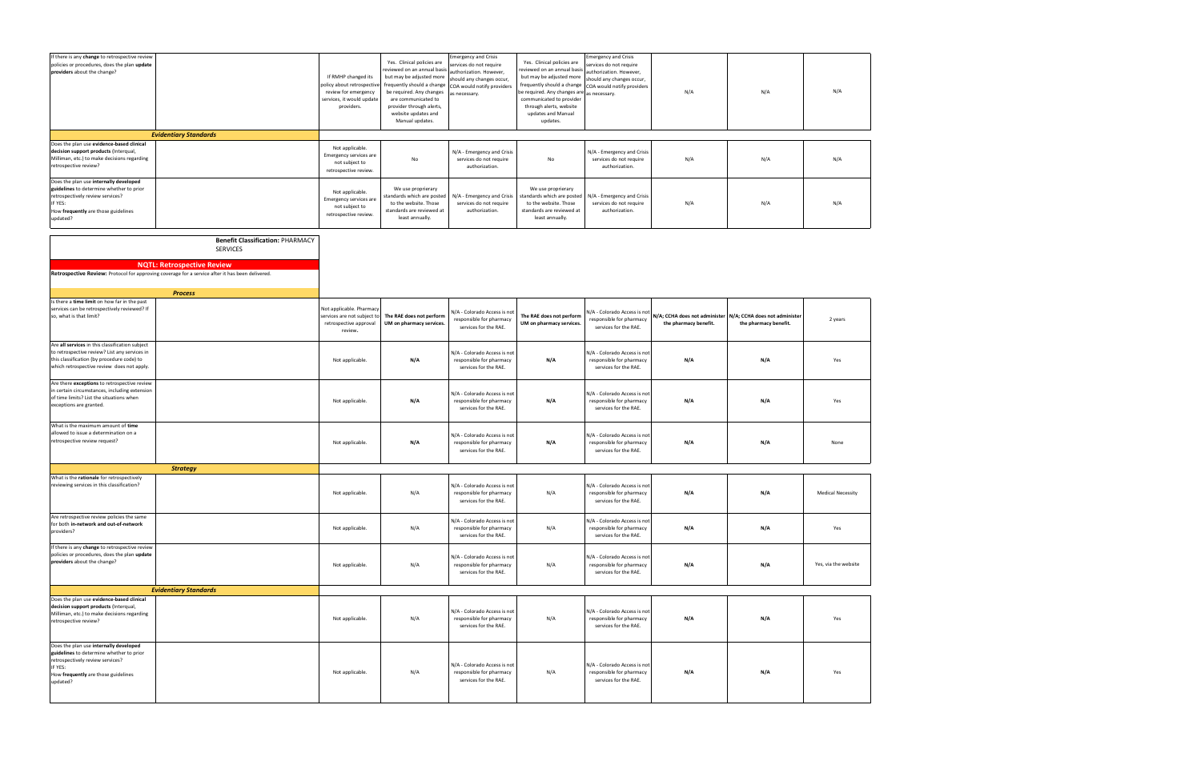| | | | | | | | | | |
|---|---|---|---|---|---|---|---|---|---|
| If there is any **change** to retrospective review policies or procedures, does the plan **update providers** about the change? | | If RMHP changed its policy about retrospective review for emergency services, it would update providers. | Yes. Clinical policies are reviewed on an annual basis but may be adjusted more frequently should a change be required. Any changes are communicated to provider through alerts, website updates and Manual updates. | Emergency and Crisis services do not require authorization. However, should any changes occur, COA would notify providers as necessary. | Yes. Clinical policies are reviewed on an annual basis but may be adjusted more frequently should a change be required. Any changes are communicated to provider through alerts, website updates and Manual updates. | Emergency and Crisis services do not require authorization. However, should any changes occur, COA would notify providers as necessary. | N/A | N/A | N/A |
| ***Evidentiary Standards*** | | | | | | | | | |
| Does the plan use **evidence-based clinical decision support products** (Interqual, Milliman, etc.) to make decisions regarding retrospective review? | | Not applicable. Emergency services are not subject to retrospective review. | No | N/A - Emergency and Crisis services do not require authorization. | No | N/A - Emergency and Crisis services do not require authorization. | N/A | N/A | N/A |
| Does the plan use **internally developed guidelines** to determine whether to prior retrospectively review services?<br>IF YES:<br>How **frequently** are those guidelines updated? | | Not applicable. Emergency services are not subject to retrospective review. | We use proprierary standards which are posted to the website. Those standards are reviewed at least annually. | N/A - Emergency and Crisis services do not require authorization. | We use proprierary standards which are posted to the website. Those standards are reviewed at least annually. | N/A - Emergency and Crisis services do not require authorization. | N/A | N/A | N/A |

**Benefit Classification:** PHARMACY SERVICES

**NQTL: Retrospective Review**

**Retrospective Review:** Protocol for approving coverage for a service after it has been delivered.

| | | | | | | | | | |
|---|---|---|---|---|---|---|---|---|---|
| ***Process*** | | | | | | | | | |
| Is there a **time limit** on how far in the past services can be retrospectively reviewed? If so, what is that limit? | | Not applicable. Pharmacy services are not subject to retrospective approval review. | **The RAE does not perform UM on pharmacy services.** | N/A - Colorado Access is not responsible for pharmacy services for the RAE. | **The RAE does not perform UM on pharmacy services.** | N/A - Colorado Access is not responsible for pharmacy services for the RAE. | **N/A; CCHA does not administer the pharmacy benefit.** | **N/A; CCHA does not administer the pharmacy benefit.** | 2 years |
| Are **all services** in this classification subject to retrospective review? List any services in this classification (by procedure code) to which retrospective review does not apply. | | Not applicable. | **N/A** | N/A - Colorado Access is not responsible for pharmacy services for the RAE. | **N/A** | N/A - Colorado Access is not responsible for pharmacy services for the RAE. | **N/A** | **N/A** | Yes |
| Are there **exceptions** to retrospective review in certain circumstances, including extension of time limits? List the situations when exceptions are granted. | | Not applicable. | **N/A** | N/A - Colorado Access is not responsible for pharmacy services for the RAE. | **N/A** | N/A - Colorado Access is not responsible for pharmacy services for the RAE. | **N/A** | **N/A** | Yes |
| What is the maximum amount of **time** allowed to issue a determination on a retrospective review request? | | Not applicable. | **N/A** | N/A - Colorado Access is not responsible for pharmacy services for the RAE. | **N/A** | N/A - Colorado Access is not responsible for pharmacy services for the RAE. | **N/A** | **N/A** | None |
| ***Strategy*** | | | | | | | | | |
| What is the **rationale** for retrospectively reviewing services in this classification? | | Not applicable. | N/A | N/A - Colorado Access is not responsible for pharmacy services for the RAE. | N/A | N/A - Colorado Access is not responsible for pharmacy services for the RAE. | **N/A** | **N/A** | Medical Necessity |
| Are retrospective review policies the same for both **in-network and out-of-network** providers? | | Not applicable. | N/A | N/A - Colorado Access is not responsible for pharmacy services for the RAE. | N/A | N/A - Colorado Access is not responsible for pharmacy services for the RAE. | **N/A** | **N/A** | Yes |
| If there is any **change** to retrospective review policies or procedures, does the plan **update providers** about the change? | | Not applicable. | N/A | N/A - Colorado Access is not responsible for pharmacy services for the RAE. | N/A | N/A - Colorado Access is not responsible for pharmacy services for the RAE. | **N/A** | **N/A** | Yes, via the website |
| ***Evidentiary Standards*** | | | | | | | | | |
| Does the plan use **evidence-based clinical decision support products** (Interqual, Milliman, etc.) to make decisions regarding retrospective review? | | Not applicable. | N/A | N/A - Colorado Access is not responsible for pharmacy services for the RAE. | N/A | N/A - Colorado Access is not responsible for pharmacy services for the RAE. | **N/A** | **N/A** | Yes |
| Does the plan use **internally developed guidelines** to determine whether to prior retrospectively review services?<br>IF YES:<br>How **frequently** are those guidelines updated? | | Not applicable. | N/A | N/A - Colorado Access is not responsible for pharmacy services for the RAE. | N/A | N/A - Colorado Access is not responsible for pharmacy services for the RAE. | **N/A** | **N/A** | Yes |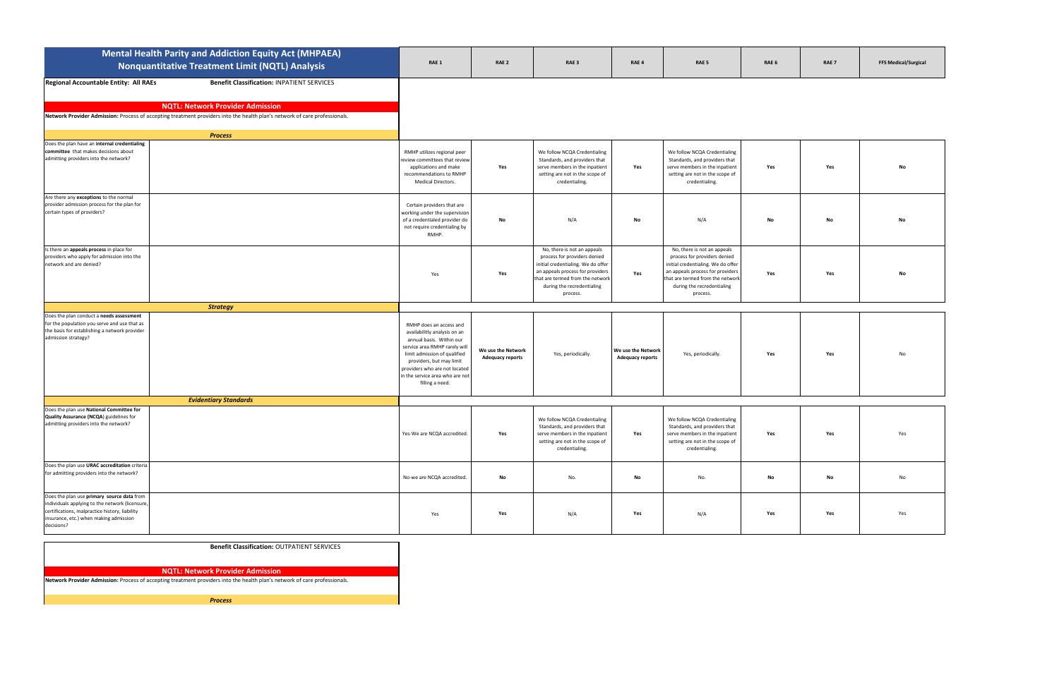# Mental Health Parity and Addiction Equity Act (MHPAEA)
## Nonquantitative Treatment Limit (NQTL) Analysis

**Regional Accountable Entity: All RAEs** — **Benefit Classification:** INPATIENT SERVICES

**NQTL: Network Provider Admission**

**Network Provider Admission:** Process of accepting treatment providers into the health plan's network of care professionals.

| | RAE 1 | RAE 2 | RAE 3 | RAE 4 | RAE 5 | RAE 6 | RAE 7 | FFS Medical/Surgical |
|---|---|---|---|---|---|---|---|---|
| ***Process*** | | | | | | | | |
| Does the plan have an **internal credentialing committee** that makes decisions about admitting providers into the network? | RMHP utilizes regional peer review committees that review applications and make recommendations to RMHP Medical Directors. | **Yes** | We follow NCQA Credentialing Standards, and providers that serve members in the inpatient setting are not in the scope of credentialing. | **Yes** | We follow NCQA Credentialing Standards, and providers that serve members in the inpatient setting are not in the scope of credentialing. | **Yes** | **Yes** | **No** |
| Are there any **exceptions** to the normal provider admission process for the plan for certain types of providers? | Certain providers that are working under the supervision of a credentialed provider do not require credentialing by RMHP. | **No** | N/A | **No** | N/A | **No** | **No** | **No** |
| Is there an **appeals process** in place for providers who apply for admission into the network and are denied? | Yes | **Yes** | No, there is not an appeals process for providers denied initial credentialing. We do offer an appeals process for providers that are termed from the network during the recredentialing process. | **Yes** | No, there is not an appeals process for providers denied initial credentialing. We do offer an appeals process for providers that are termed from the network during the recredentialing process. | **Yes** | **Yes** | **No** |
| ***Strategy*** | | | | | | | | |
| Does the plan conduct a **needs assessment** for the population you serve and use that as the basis for establishing a network provider admission strategy? | RMHP does an access and availability analysis on an annual basis. Within our service area RMHP rarely will limit admission of qualified providers, but may limit providers who are not located in the service area who are not filling a need. | **We use the Network Adequacy reports** | Yes, periodically. | **We use the Network Adequacy reports** | Yes, periodically. | **Yes** | **Yes** | No |
| ***Evidentiary Standards*** | | | | | | | | |
| Does the plan use **National Committee for Quality Assurance (NCQA)** guidelines for admitting providers into the network? | Yes-We are NCQA accredited. | **Yes** | We follow NCQA Credentialing Standards, and providers that serve members in the inpatient setting are not in the scope of credentialing. | **Yes** | We follow NCQA Credentialing Standards, and providers that serve members in the inpatient setting are not in the scope of credentialing. | **Yes** | **Yes** | Yes |
| Does the plan use **URAC accreditation** criteria for admitting providers into the network? | No-we are NCQA accredited. | **No** | No. | **No** | No. | **No** | **No** | No |
| Does the plan use **primary source data** from individuals applying to the network (licensure, certifications, malpractice history, liability insurance, etc.) when making admission decisions? | Yes | **Yes** | N/A | **Yes** | N/A | **Yes** | **Yes** | Yes |

**Benefit Classification:** OUTPATIENT SERVICES

**NQTL: Network Provider Admission**

**Network Provider Admission:** Process of accepting treatment providers into the health plan's network of care professionals.

***Process***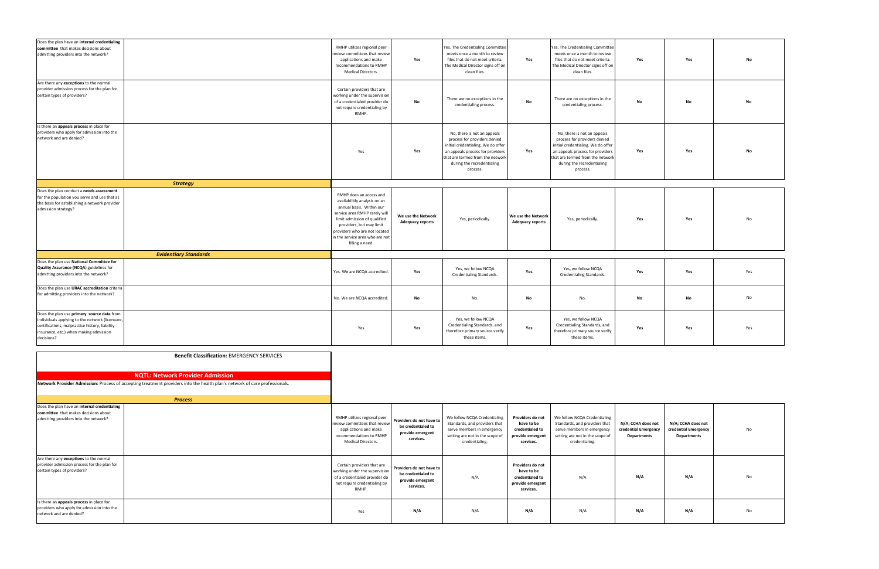| | | | | | | | | | |
|---|---|---|---|---|---|---|---|---|---|
| Does the plan have an **internal credentialing committee** that makes decisions about admitting providers into the network? | | RMHP utilizes regional peer review committees that review applications and make recommendations to RMHP Medical Directors. | **Yes** | Yes. The Credentialing Committee meets once a month to review files that do not meet criteria. The Medical Director signs off on clean files. | **Yes** | Yes. The Credentialing Committee meets once a month to review files that do not meet criteria. The Medical Director signs off on clean files. | **Yes** | **Yes** | **No** |
| Are there any **exceptions** to the normal provider admission process for the plan for certain types of providers? | | Certain providers that are working under the supervision of a credentialed provider do not require credentialing by RMHP. | **No** | There are no exceptions in the credentialing process. | **No** | There are no exceptions in the credentialing process. | **No** | **No** | **No** |
| Is there an **appeals process** in place for providers who apply for admission into the network and are denied? | | Yes | **Yes** | No, there is not an appeals process for providers denied initial credentialing. We do offer an appeals process for providers that are termed from the network during the recredentialing process. | **Yes** | No, there is not an appeals process for providers denied initial credentialing. We do offer an appeals process for providers that are termed from the network during the recredentialing process. | **Yes** | **Yes** | **No** |
| | ***Strategy*** | | | | | | | | |
| Does the plan conduct a **needs assessment** for the population you serve and use that as the basis for establishing a network provider admission strategy? | | RMHP does an access and availability analysis on an annual basis. Within our service area RMHP rarely will limit admission of qualified providers, but may limit providers who are not located in the service area who are not filling a need. | **We use the Network Adequacy reports** | Yes, periodically. | **We use the Network Adequacy reports** | Yes, periodically. | **Yes** | **Yes** | No |
| | ***Evidentiary Standards*** | | | | | | | | |
| Does the plan use **National Committee for Quality Assurance (NCQA**) guidelines for admitting providers into the network? | | Yes. We are NCQA accredited. | **Yes** | Yes, we follow NCQA Credentialing Standards. | **Yes** | Yes, we follow NCQA Credentialing Standards. | **Yes** | **Yes** | Yes |
| Does the plan use **URAC accreditation** criteria for admitting providers into the network? | | No. We are NCQA accredited. | **No** | No. | **No** | No. | **No** | **No** | No |
| Does the plan use **primary source data** from individuals applying to the network (licensure, certifications, malpractice history, liability insurance, etc.) when making admission decisions? | | Yes | **Yes** | Yes, we follow NCQA Credentialing Standards, and therefore primary source verify these items. | **Yes** | Yes, we follow NCQA Credentialing Standards, and therefore primary source verify these items. | **Yes** | **Yes** | Yes |

**Benefit Classification:** EMERGENCY SERVICES

**NQTL: Network Provider Admission**

**Network Provider Admission:** Process of accepting treatment providers into the health plan's network of care professionals.

***Process***

| | | | | | | | | | |
|---|---|---|---|---|---|---|---|---|---|
| Does the plan have an **internal credentialing committee** that makes decisions about admitting providers into the network? | | RMHP utilizes regional peer review committees that review applications and make recommendations to RMHP Medical Directors. | **Providers do not have to be credentialed to provide emergent services.** | We follow NCQA Credentialing Standards, and providers that serve members in emergency setting are not in the scope of credentialing. | **Providers do not have to be credentialed to provide emergent services.** | We follow NCQA Credentialing Standards, and providers that serve members in emergency setting are not in the scope of credentialing. | **N/A; CCHA does not credential Emergency Departments** | **N/A; CCHA does not credential Emergency Departments** | No |
| Are there any **exceptions** to the normal provider admission process for the plan for certain types of providers? | | Certain providers that are working under the supervision of a credentialed provider do not require credentialing by RMHP. | **Providers do not have to be credentialed to provide emergent services.** | N/A | **Providers do not have to be credentialed to provide emergent services.** | N/A | **N/A** | **N/A** | No |
| Is there an **appeals process** in place for providers who apply for admission into the network and are denied? | | Yes | **N/A** | N/A | **N/A** | N/A | **N/A** | **N/A** | No |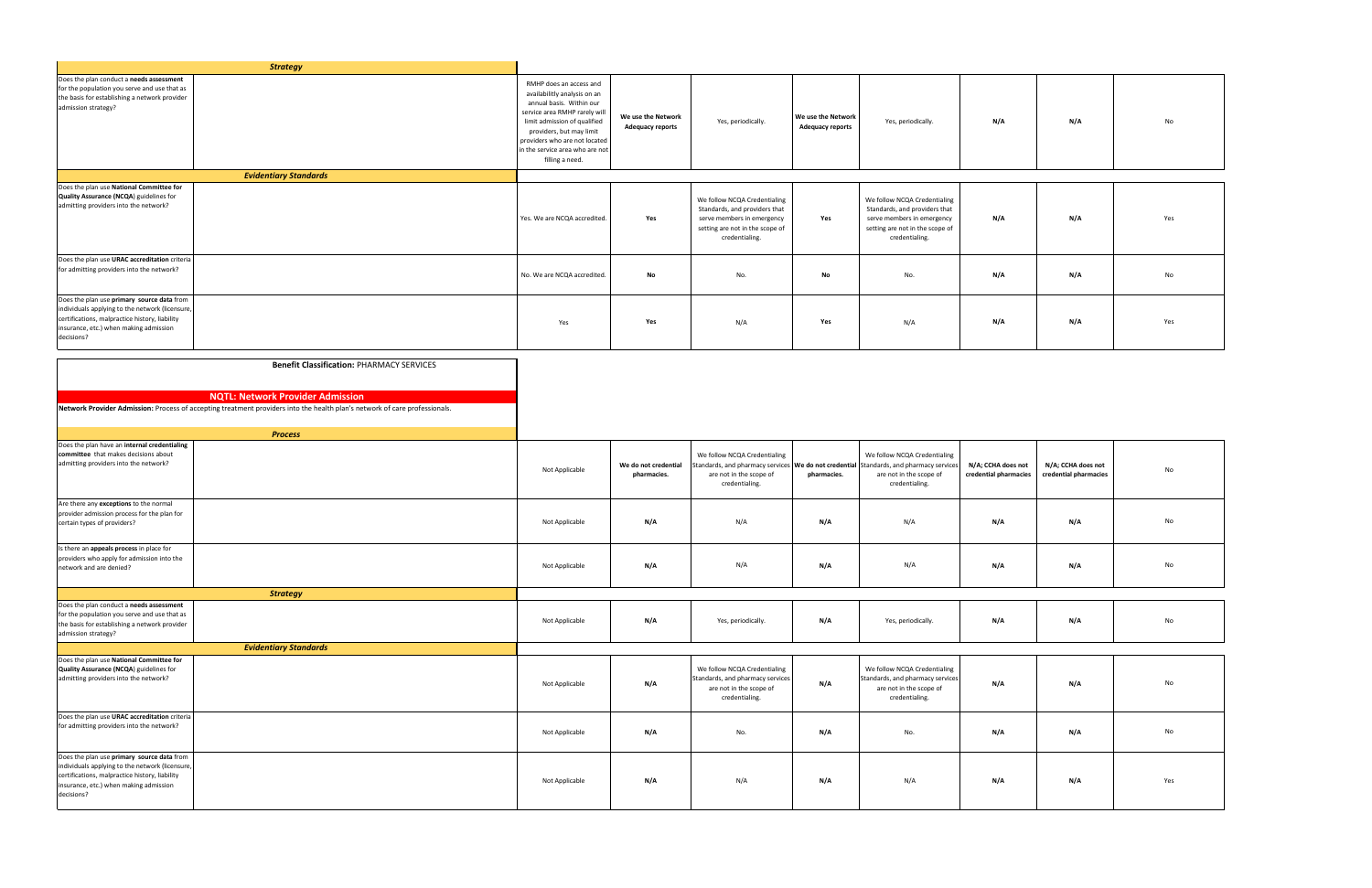| | | | | | | | | | |
|---|---|---|---|---|---|---|---|---|---|
| ***Strategy*** | | | | | | | | | |
| Does the plan conduct a **needs assessment** for the population you serve and use that as the basis for establishing a network provider admission strategy? | | RMHP does an access and availability analysis on an annual basis. Within our service area RMHP rarely will limit admission of qualified providers, but may limit providers who are not located in the service area who are not filling a need. | **We use the Network Adequacy reports** | Yes, periodically. | **We use the Network Adequacy reports** | Yes, periodically. | **N/A** | **N/A** | No |
| ***Evidentiary Standards*** | | | | | | | | | |
| Does the plan use **National Committee for Quality Assurance (NCQA**) guidelines for admitting providers into the network? | | Yes. We are NCQA accredited. | **Yes** | We follow NCQA Credentialing Standards, and providers that serve members in emergency setting are not in the scope of credentialing. | **Yes** | We follow NCQA Credentialing Standards, and providers that serve members in emergency setting are not in the scope of credentialing. | **N/A** | **N/A** | Yes |
| Does the plan use **URAC accreditation** criteria for admitting providers into the network? | | No. We are NCQA accredited. | **No** | No. | **No** | No. | **N/A** | **N/A** | No |
| Does the plan use **primary source data** from individuals applying to the network (licensure, certifications, malpractice history, liability insurance, etc.) when making admission decisions? | | Yes | **Yes** | N/A | **Yes** | N/A | **N/A** | **N/A** | Yes |

**Benefit Classification:** PHARMACY SERVICES

**NQTL: Network Provider Admission**

**Network Provider Admission:** Process of accepting treatment providers into the health plan's network of care professionals.

| | | | | | | | | | |
|---|---|---|---|---|---|---|---|---|---|
| ***Process*** | | | | | | | | | |
| Does the plan have an **internal credentialing committee** that makes decisions about admitting providers into the network? | | Not Applicable | **We do not credential pharmacies.** | We follow NCQA Credentialing Standards, and pharmacy services are not in the scope of credentialing. | **We do not credential pharmacies.** | We follow NCQA Credentialing Standards, and pharmacy services are not in the scope of credentialing. | **N/A; CCHA does not credential pharmacies** | **N/A; CCHA does not credential pharmacies** | No |
| Are there any **exceptions** to the normal provider admission process for the plan for certain types of providers? | | Not Applicable | **N/A** | N/A | **N/A** | N/A | **N/A** | **N/A** | No |
| Is there an **appeals process** in place for providers who apply for admission into the network and are denied? | | Not Applicable | **N/A** | N/A | **N/A** | N/A | **N/A** | **N/A** | No |
| ***Strategy*** | | | | | | | | | |
| Does the plan conduct a **needs assessment** for the population you serve and use that as the basis for establishing a network provider admission strategy? | | Not Applicable | **N/A** | Yes, periodically. | **N/A** | Yes, periodically. | **N/A** | **N/A** | No |
| ***Evidentiary Standards*** | | | | | | | | | |
| Does the plan use **National Committee for Quality Assurance (NCQA**) guidelines for admitting providers into the network? | | Not Applicable | **N/A** | We follow NCQA Credentialing Standards, and pharmacy services are not in the scope of credentialing. | **N/A** | We follow NCQA Credentialing Standards, and pharmacy services are not in the scope of credentialing. | **N/A** | **N/A** | No |
| Does the plan use **URAC accreditation** criteria for admitting providers into the network? | | Not Applicable | **N/A** | No. | **N/A** | No. | **N/A** | **N/A** | No |
| Does the plan use **primary source data** from individuals applying to the network (licensure, certifications, malpractice history, liability insurance, etc.) when making admission decisions? | | Not Applicable | **N/A** | N/A | **N/A** | N/A | **N/A** | **N/A** | Yes |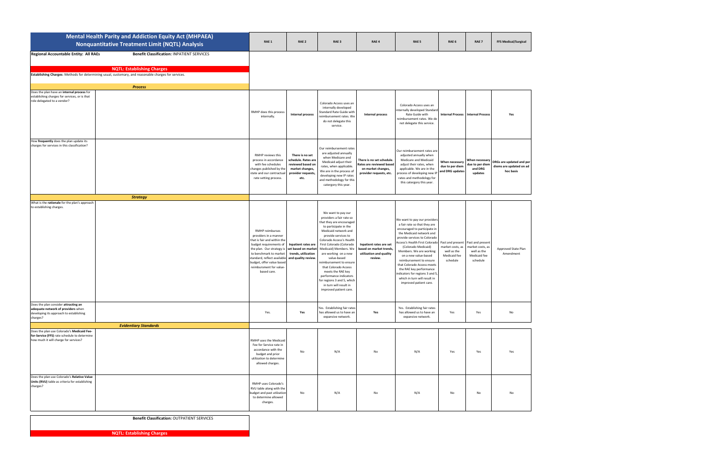# Mental Health Parity and Addiction Equity Act (MHPAEA) Nonquantitative Treatment Limit (NQTL) Analysis

**Regional Accountable Entity: All RAEs** — **Benefit Classification: INPATIENT SERVICES**

## NQTL: Establishing Charges

**Establishing Charges**: Methods for determining usual, customary, and reasonable charges for services.

| | RAE 1 | RAE 2 | RAE 3 | RAE 4 | RAE 5 | RAE 6 | RAE 7 | FFS Medical/Surgical |
|---|---|---|---|---|---|---|---|---|
| ***Process*** | | | | | | | | |
| Does the plan have an **internal process** for establishing charges for services, or is that role delegated to a vendor? | RMHP does this process internally. | Internal process | Colorado Access uses an internally developed Standard Rate Guide with reimbursement rates. We do not delegate this service. | Internal process | Colorado Access uses an internally developed Standard Rate Guide with reimbursement rates. We do not delegate this service. | Internal Process | Internal Process | Yes |
| How **frequently** does the plan update its charges for services in this classification? | RMHP reviews this process in accordance with fee schedules changes published by the state and our contractual rate setting process. | There is no set schedule. Rates are reviewed based on market changes, provider requests, etc. | Our reimbursement rates are adjusted annually when Medicare and Medicaid adjust their rates, when applicable. We are in the process of developing new IP rates and methodology for this catergory this year. | There is no set schedule. Rates are reviewed based on market changes, provider requests, etc. | Our reimbursement rates are adjusted annually when Medicare and Medicaid adjust their rates, when applicable. We are in the process of developing new IP rates and methodology for this catergory this year. | When necessary due to per diem and DRG updates | When necessary due to per diem and DRG updates | DRGs are updated and per diems are updated on ad hoc basis |
| ***Strategy*** | | | | | | | | |
| What is the **rationale** for the plan's approach to establishing charges. | RMHP reimburses providers in a manner that is fair and within the budget requirements of the plan. Our strategy is to benchmark to market standard, reflect available budget, offer value based reimbursement for value-based care. | Inpatient rates are set based on market trends, utilization and quality review. | We want to pay our providers a fair rate so that they are encouraged to participate in the Medicaid network and provide services to Colorado Access's Health First Colorado (Colorado Medicaid) Members. We are working on a new value-based reimbursement to ensure that Colorado Access meets the RAE key performance indicators for regions 3 and 5, which in turn will result in improved patient care. | Inpatient rates are set based on market trends, utilization and quality review. | We want to pay our providers a fair rate so that they are encouraged to participate in the Medicaid network and provide services to Colorado Access's Health First Colorado (Colorado Medicaid) Members. We are working on a new value-based reimbursement to ensure that Colorado Access meets the RAE key performance indicators for regions 3 and 5, which in turn will result in improved patient care. | Past and present market costs, as well as the Medicaid fee schedule | Past and present market costs, as well as the Medicaid fee schedule | Approved State Plan Amendment |
| Does the plan consider **attracting an adequate network of providers** when developing its approach to establishing charges? | Yes. | Yes | Yes. Establishing fair rates has allowed us to have an expansive network. | Yes | Yes. Establishing fair rates has allowed us to have an expansive network. | Yes | Yes | No |
| ***Evidentiary Standards*** | | | | | | | | |
| Does the plan use Colorado's **Medicaid Fee-for-Service (FFS)** rate schedule to determine how much it will charge for services? | RMHP uses the Medicaid Fee for Service rate in accordance with the budget and prior utilization to determine allowed charges. | No | N/A | No | N/A | Yes | Yes | Yes |
| Does the plan use Colorado's **Relative Value Units (RVU)** table as criteria for establishing charges? | RMHP uses Colorado's RVU table along with the budget and past utilization to determine allowed charges. | No | N/A | No | N/A | No | No | No |

**Benefit Classification: OUTPATIENT SERVICES**

## NQTL: Establishing Charges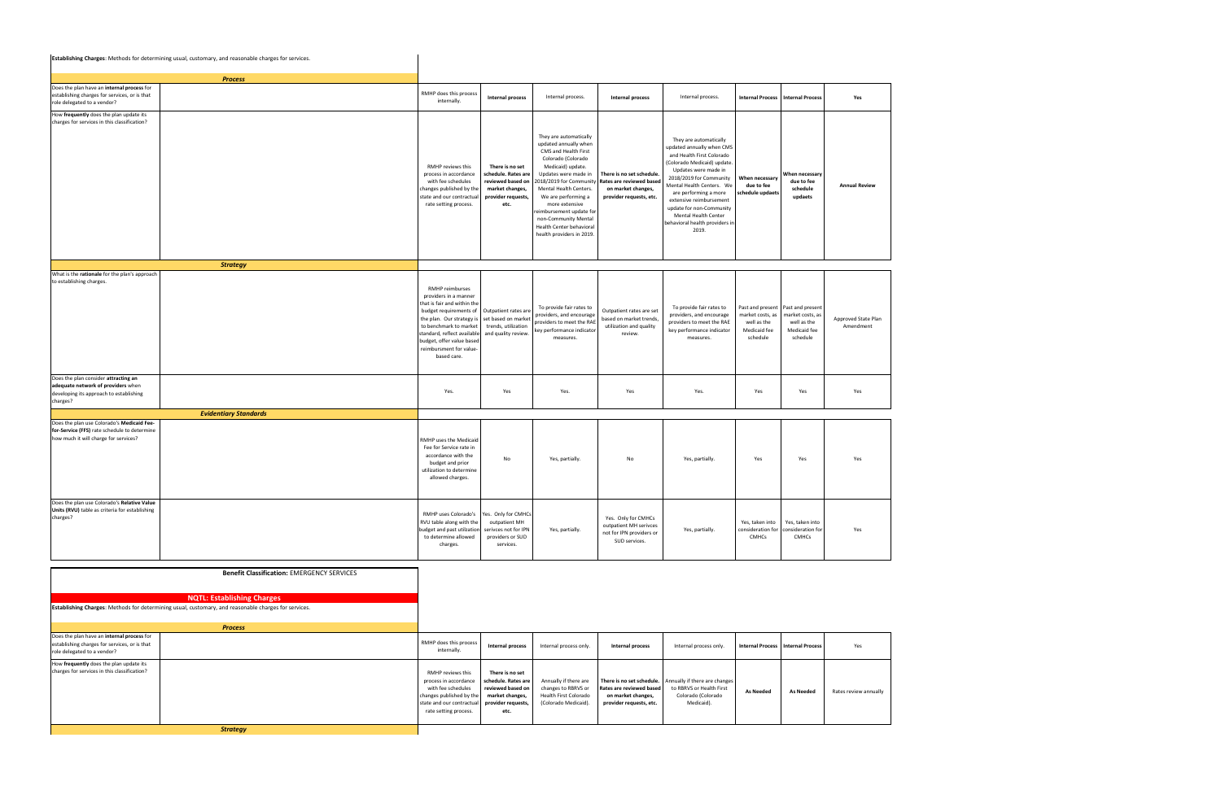**Establishing Charges**: Methods for determining usual, customary, and reasonable charges for services.

| | | | | | | | | | |
|---|---|---|---|---|---|---|---|---|---|
| ***Process*** | | | | | | | | | |
| Does the plan have an **internal process** for establishing charges for services, or is that role delegated to a vendor? | RMHP does this process internally. | **Internal process** | Internal process. | **Internal process** | Internal process. | **Internal Process** | **Internal Process** | **Yes** |
| How **frequently** does the plan update its charges for services in this classification? | RMHP reviews this process in accordance with fee schedules changes published by the state and our contractual rate setting process. | **There is no set schedule. Rates are reviewed based on market changes, provider requests, etc.** | They are automatically updated annually when CMS and Health First Colorado (Colorado Medicaid) update. Updates were made in 2018/2019 for Community Mental Health Centers. We are performing a more extensive reimbursement update for non-Community Mental Health Center behavioral health providers in 2019. | **There is no set schedule. Rates are reviewed based on market changes, provider requests, etc.** | They are automatically updated annually when CMS and Health First Colorado (Colorado Medicaid) update. Updates were made in 2018/2019 for Community Mental Health Centers. We are performing a more extensive reimbursement update for non-Community Mental Health Center behavioral health providers in 2019. | **When necessary due to fee schedule updaets** | **When necessary due to fee schedule updaets** | **Annual Review** |
| ***Strategy*** | | | | | | | | | |
| What is the **rationale** for the plan's approach to establishing charges. | RMHP reimburses providers in a manner that is fair and within the budget requirements of the plan. Our strategy is to benchmark to market standard, reflect available budget, offer value based reimbursement for value-based care. | Outpatient rates are set based on market trends, utilization and quality review. | To provide fair rates to providers, and encourage providers to meet the RAE key performance indicator measures. | Outpatient rates are set based on market trends, utilization and quality review. | To provide fair rates to providers, and encourage providers to meet the RAE key performance indicator measures. | Past and present market costs, as well as the Medicaid fee schedule | Past and present market costs, as well as the Medicaid fee schedule | Approved State Plan Amendment |
| Does the plan consider **attracting an adequate network of providers** when developing its approach to establishing charges? | Yes. | Yes | Yes. | Yes | Yes. | Yes | Yes | Yes |
| ***Evidentiary Standards*** | | | | | | | | | |
| Does the plan use Colorado's **Medicaid Fee-for-Service (FFS)** rate schedule to determine how much it will charge for services? | RMHP uses the Medicaid Fee for Service rate in accordance with the budget and prior utilization to determine allowed charges. | No | Yes, partially. | No | Yes, partially. | Yes | Yes | Yes |
| Does the plan use Colorado's **Relative Value Units (RVU)** table as criteria for establishing charges? | RMHP uses Colorado's RVU table along with the budget and past utilization to determine allowed charges. | Yes. Only for CMHCs outpatient MH serivces not for IPN providers or SUD services. | Yes, partially. | Yes. Only for CMHCs outpatient MH serivces not for IPN providers or SUD services. | Yes, partially. | Yes, taken into consideration for CMHCs | Yes, taken into consideration for CMHCs | Yes |

**Benefit Classification:** EMERGENCY SERVICES

**NQTL: Establishing Charges**

**Establishing Charges**: Methods for determining usual, customary, and reasonable charges for services.

| | | | | | | | | |
|---|---|---|---|---|---|---|---|---|
| ***Process*** | | | | | | | | |
| Does the plan have an **internal process** for establishing charges for services, or is that role delegated to a vendor? | RMHP does this process internally. | **Internal process** | Internal process only. | **Internal process** | Internal process only. | **Internal Process** | **Internal Process** | Yes |
| How **frequently** does the plan update its charges for services in this classification? | RMHP reviews this process in accordance with fee schedules changes published by the state and our contractual rate setting process. | **There is no set schedule. Rates are reviewed based on market changes, provider requests, etc.** | Annually if there are changes to RBRVS or Health First Colorado (Colorado Medicaid). | **There is no set schedule. Rates are reviewed based on market changes, provider requests, etc.** | Annually if there are changes to RBRVS or Health First Colorado (Colorado Medicaid). | **As Needed** | **As Needed** | Rates review annually |
| ***Strategy*** | | | | | | | | |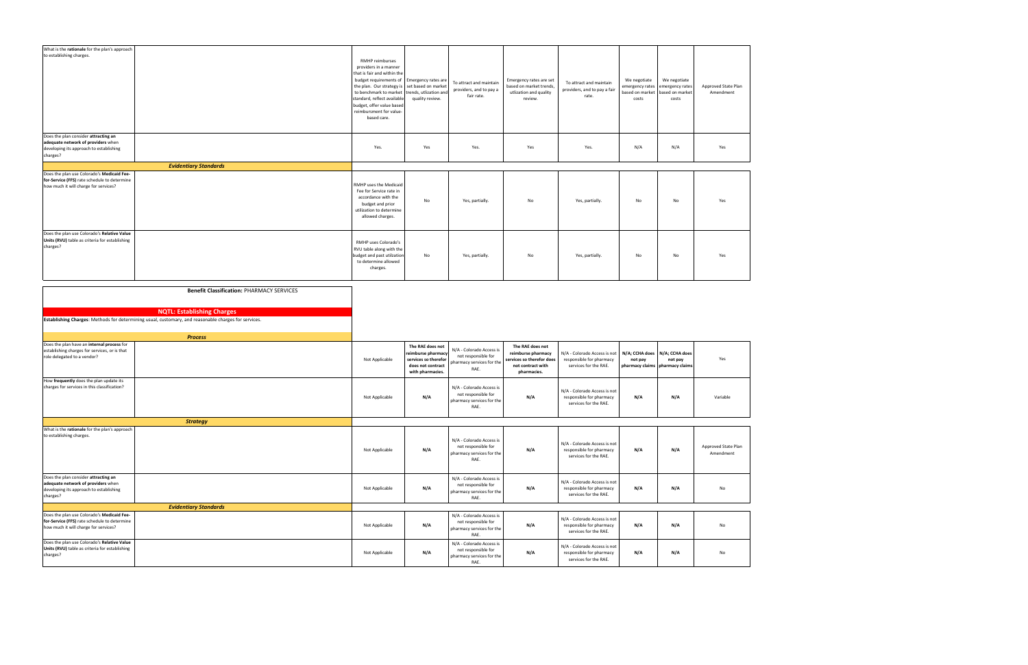| | | | | | | | | | |
|---|---|---|---|---|---|---|---|---|---|
| What is the **rationale** for the plan's approach to establishing charges. | | RMHP reimburses providers in a manner that is fair and within the budget requirements of the plan. Our strategy is to benchmark to market standard, reflect available budget, offer value based reimbursment for value-based care. | Emergency rates are set based on market trends, utlization and quality review. | To attract and maintain providers, and to pay a fair rate. | Emergency rates are set based on market trends, utilization and quality review. | To attract and maintain providers, and to pay a fair rate. | We negotiate emergency rates based on market costs | We negotiate emergency rates based on market costs | Approved State Plan Amendment |
| Does the plan consider **attracting an adequate network of providers** when developing its approach to establishing charges? | | Yes. | Yes | Yes. | Yes | Yes. | N/A | N/A | Yes |
| | ***Evidentiary Standards*** | | | | | | | | |
| Does the plan use Colorado's **Medicaid Fee-for-Service (FFS)** rate schedule to determine how much it will charge for services? | | RMHP uses the Medicaid Fee for Service rate in accordance with the budget and prior utilization to determine allowed charges. | No | Yes, partially. | No | Yes, partially. | No | No | Yes |
| Does the plan use Colorado's **Relative Value Units (RVU)** table as criteria for establishing charges? | | RMHP uses Colorado's RVU table along with the budget and past utilization to determine allowed charges. | No | Yes, partially. | No | Yes, partially. | No | No | Yes |

**Benefit Classification:** PHARMACY SERVICES

**NQTL: Establishing Charges**

**Establishing Charges**: Methods for determining usual, customary, and reasonable charges for services.

| | | | | | | | | | |
|---|---|---|---|---|---|---|---|---|---|
| | ***Process*** | | | | | | | | |
| Does the plan have an **internal process** for establishing charges for services, or is that role delegated to a vendor? | | Not Applicable | **The RAE does not reimburse pharmacy services so therefor does not contract with pharmacies.** | N/A - Colorado Access is not responsible for pharmacy services for the RAE. | **The RAE does not reimburse pharmacy services so therefor does not contract with pharmacies.** | N/A - Colorado Access is not responsible for pharmacy services for the RAE. | **N/A; CCHA does not pay pharmacy claims** | **N/A; CCHA does not pay pharmacy claims** | Yes |
| How **frequently** does the plan update its charges for services in this classification? | | Not Applicable | **N/A** | N/A - Colorado Access is not responsible for pharmacy services for the RAE. | **N/A** | N/A - Colorado Access is not responsible for pharmacy services for the RAE. | **N/A** | **N/A** | Variable |
| | ***Strategy*** | | | | | | | | |
| What is the **rationale** for the plan's approach to establishing charges. | | Not Applicable | **N/A** | N/A - Colorado Access is not responsible for pharmacy services for the RAE. | **N/A** | N/A - Colorado Access is not responsible for pharmacy services for the RAE. | **N/A** | **N/A** | Approved State Plan Amendment |
| Does the plan consider **attracting an adequate network of providers** when developing its approach to establishing charges? | | Not Applicable | **N/A** | N/A - Colorado Access is not responsible for pharmacy services for the RAE. | **N/A** | N/A - Colorado Access is not responsible for pharmacy services for the RAE. | **N/A** | **N/A** | No |
| | ***Evidentiary Standards*** | | | | | | | | |
| Does the plan use Colorado's **Medicaid Fee-for-Service (FFS)** rate schedule to determine how much it will charge for services? | | Not Applicable | **N/A** | N/A - Colorado Access is not responsible for pharmacy services for the RAE. | **N/A** | N/A - Colorado Access is not responsible for pharmacy services for the RAE. | **N/A** | **N/A** | No |
| Does the plan use Colorado's **Relative Value Units (RVU)** table as criteria for establishing charges? | | Not Applicable | **N/A** | N/A - Colorado Access is not responsible for pharmacy services for the RAE. | **N/A** | N/A - Colorado Access is not responsible for pharmacy services for the RAE. | **N/A** | **N/A** | No |